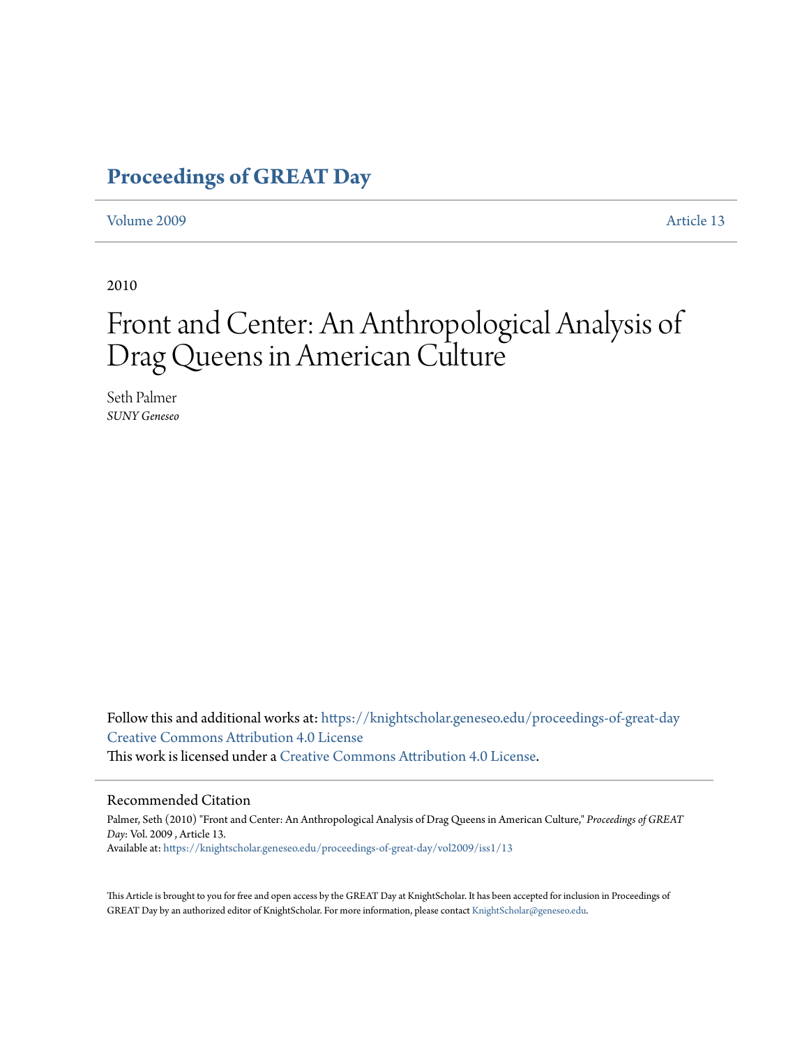# Proceedings of GREAT Day

Volume 2009 Article 13

2010

# Front and Center: An Anthropological Analysis of Drag Queens in American Culture

Seth Palmer
*SUNY Geneseo*

Follow this and additional works at: https://knightscholar.geneseo.edu/proceedings-of-great-day
Creative Commons Attribution 4.0 License
This work is licensed under a Creative Commons Attribution 4.0 License.

## Recommended Citation

Palmer, Seth (2010) "Front and Center: An Anthropological Analysis of Drag Queens in American Culture," *Proceedings of GREAT Day*: Vol. 2009 , Article 13.
Available at: https://knightscholar.geneseo.edu/proceedings-of-great-day/vol2009/iss1/13

This Article is brought to you for free and open access by the GREAT Day at KnightScholar. It has been accepted for inclusion in Proceedings of GREAT Day by an authorized editor of KnightScholar. For more information, please contact KnightScholar@geneseo.edu.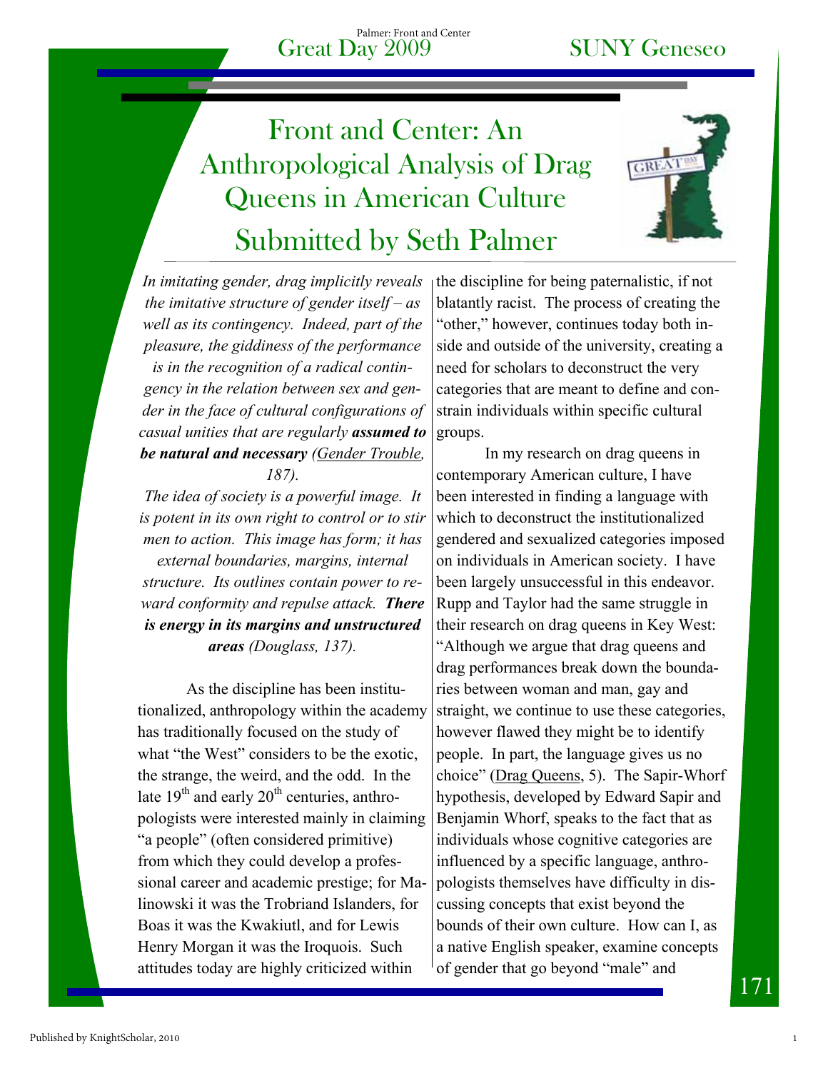# Front and Center: An Anthropological Analysis of Drag Queens in American Culture

## Submitted by Seth Palmer

*In imitating gender, drag implicitly reveals the imitative structure of gender itself – as well as its contingency. Indeed, part of the pleasure, the giddiness of the performance is in the recognition of a radical contingency in the relation between sex and gender in the face of cultural configurations of casual unities that are regularly* ***assumed to be natural and necessary*** *(Gender Trouble, 187).*

*The idea of society is a powerful image. It is potent in its own right to control or to stir men to action. This image has form; it has external boundaries, margins, internal structure. Its outlines contain power to reward conformity and repulse attack.* ***There is energy in its margins and unstructured areas*** *(Douglass, 137).*

As the discipline has been institutionalized, anthropology within the academy has traditionally focused on the study of what "the West" considers to be the exotic, the strange, the weird, and the odd. In the late 19th and early 20th centuries, anthropologists were interested mainly in claiming "a people" (often considered primitive) from which they could develop a professional career and academic prestige; for Malinowski it was the Trobriand Islanders, for Boas it was the Kwakiutl, and for Lewis Henry Morgan it was the Iroquois. Such attitudes today are highly criticized within the discipline for being paternalistic, if not blatantly racist. The process of creating the "other," however, continues today both inside and outside of the university, creating a need for scholars to deconstruct the very categories that are meant to define and constrain individuals within specific cultural groups.

In my research on drag queens in contemporary American culture, I have been interested in finding a language with which to deconstruct the institutionalized gendered and sexualized categories imposed on individuals in American society. I have been largely unsuccessful in this endeavor. Rupp and Taylor had the same struggle in their research on drag queens in Key West: "Although we argue that drag queens and drag performances break down the boundaries between woman and man, gay and straight, we continue to use these categories, however flawed they might be to identify people. In part, the language gives us no choice" (Drag Queens, 5). The Sapir-Whorf hypothesis, developed by Edward Sapir and Benjamin Whorf, speaks to the fact that as individuals whose cognitive categories are influenced by a specific language, anthropologists themselves have difficulty in discussing concepts that exist beyond the bounds of their own culture. How can I, as a native English speaker, examine concepts of gender that go beyond "male" and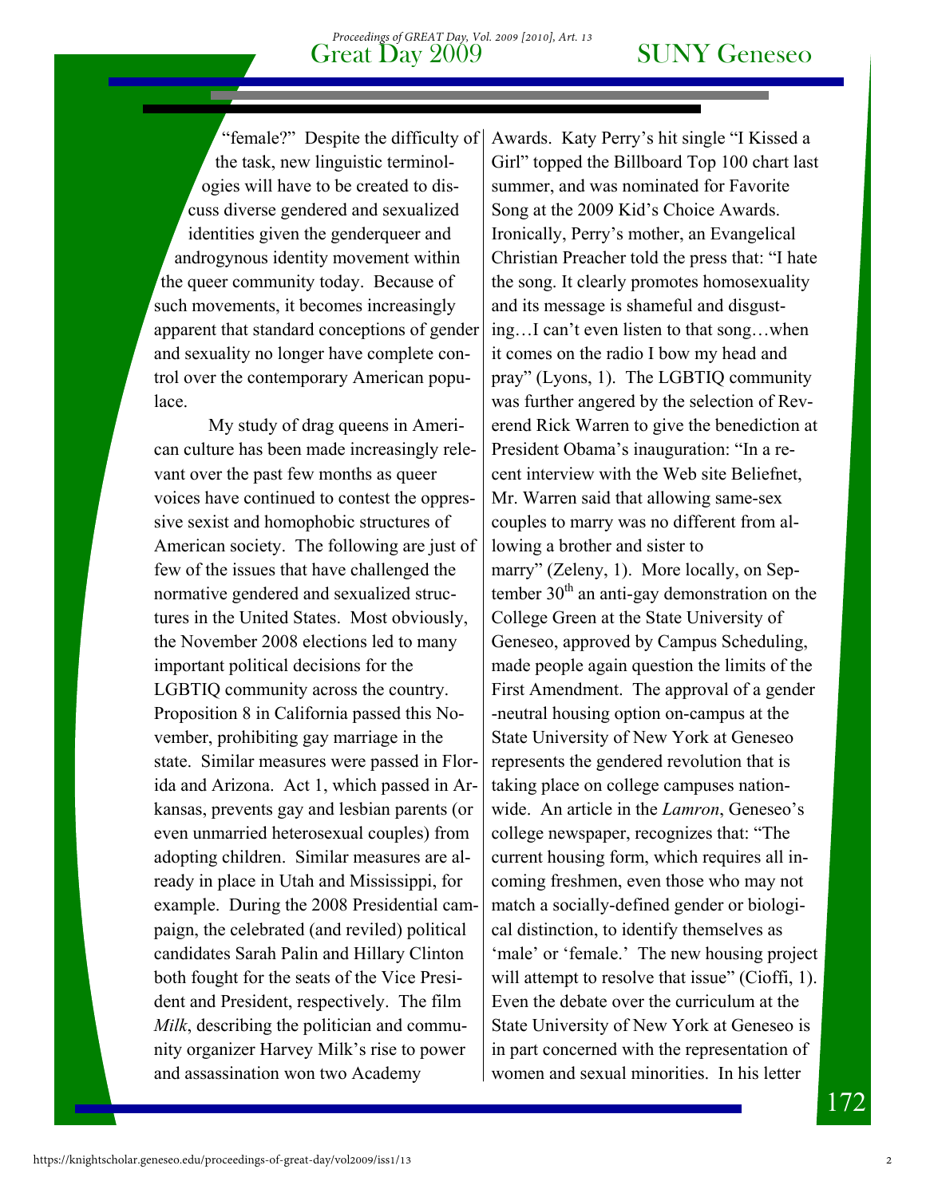"female?" Despite the difficulty of the task, new linguistic terminologies will have to be created to discuss diverse gendered and sexualized identities given the genderqueer and androgynous identity movement within the queer community today. Because of such movements, it becomes increasingly apparent that standard conceptions of gender and sexuality no longer have complete control over the contemporary American populace.

My study of drag queens in American culture has been made increasingly relevant over the past few months as queer voices have continued to contest the oppressive sexist and homophobic structures of American society. The following are just of few of the issues that have challenged the normative gendered and sexualized structures in the United States. Most obviously, the November 2008 elections led to many important political decisions for the LGBTIQ community across the country. Proposition 8 in California passed this November, prohibiting gay marriage in the state. Similar measures were passed in Florida and Arizona. Act 1, which passed in Arkansas, prevents gay and lesbian parents (or even unmarried heterosexual couples) from adopting children. Similar measures are already in place in Utah and Mississippi, for example. During the 2008 Presidential campaign, the celebrated (and reviled) political candidates Sarah Palin and Hillary Clinton both fought for the seats of the Vice President and President, respectively. The film *Milk*, describing the politician and community organizer Harvey Milk's rise to power and assassination won two Academy Awards. Katy Perry's hit single "I Kissed a Girl" topped the Billboard Top 100 chart last summer, and was nominated for Favorite Song at the 2009 Kid's Choice Awards. Ironically, Perry's mother, an Evangelical Christian Preacher told the press that: "I hate the song. It clearly promotes homosexuality and its message is shameful and disgusting…I can't even listen to that song…when it comes on the radio I bow my head and pray" (Lyons, 1). The LGBTIQ community was further angered by the selection of Reverend Rick Warren to give the benediction at President Obama's inauguration: "In a recent interview with the Web site Beliefnet, Mr. Warren said that allowing same-sex couples to marry was no different from allowing a brother and sister to marry" (Zeleny, 1). More locally, on September 30th an anti-gay demonstration on the College Green at the State University of Geneseo, approved by Campus Scheduling, made people again question the limits of the First Amendment. The approval of a gender-neutral housing option on-campus at the State University of New York at Geneseo represents the gendered revolution that is taking place on college campuses nationwide. An article in the *Lamron*, Geneseo's college newspaper, recognizes that: "The current housing form, which requires all incoming freshmen, even those who may not match a socially-defined gender or biological distinction, to identify themselves as 'male' or 'female.' The new housing project will attempt to resolve that issue" (Cioffi, 1). Even the debate over the curriculum at the State University of New York at Geneseo is in part concerned with the representation of women and sexual minorities. In his letter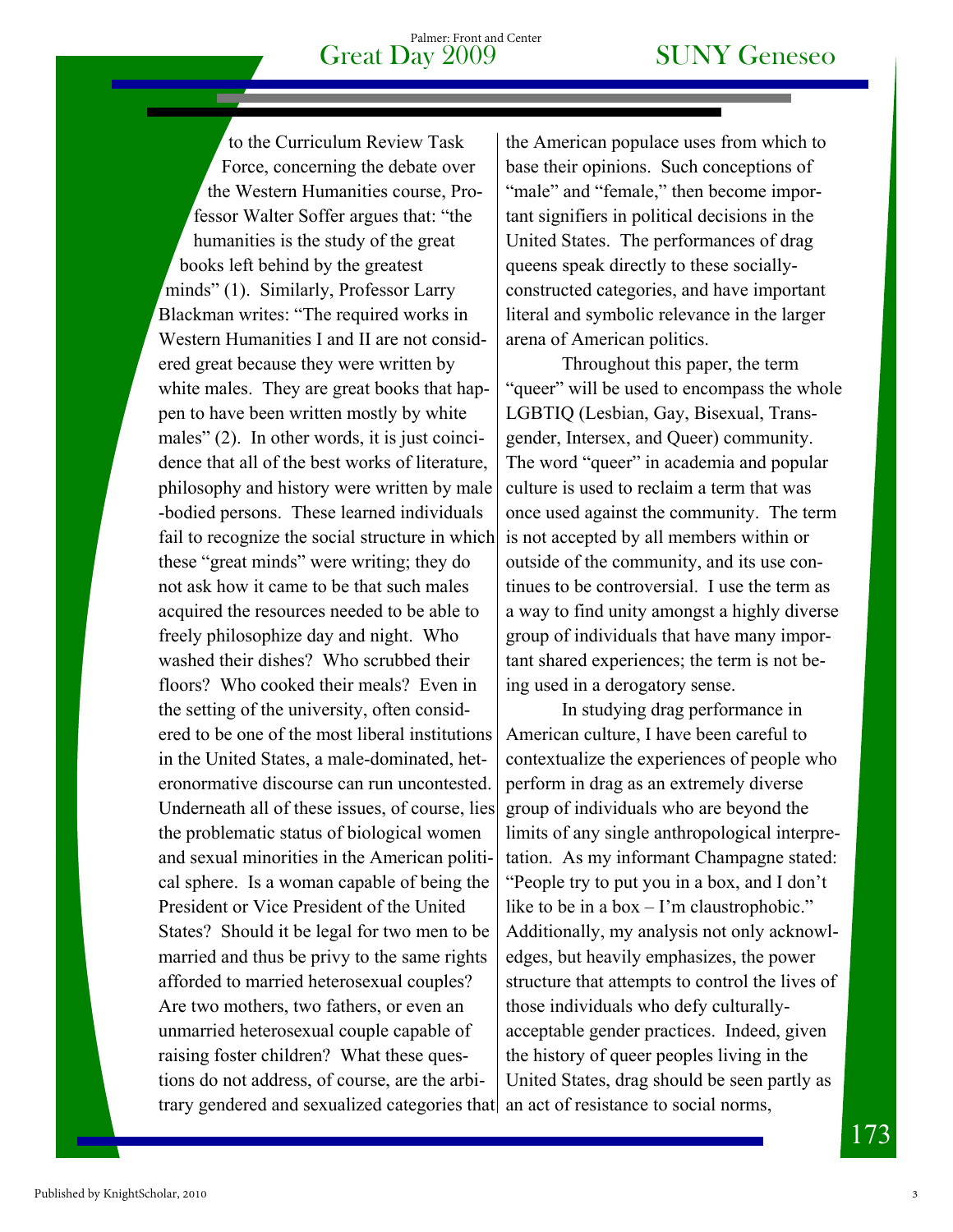to the Curriculum Review Task Force, concerning the debate over the Western Humanities course, Professor Walter Soffer argues that: "the humanities is the study of the great books left behind by the greatest minds" (1). Similarly, Professor Larry Blackman writes: "The required works in Western Humanities I and II are not considered great because they were written by white males. They are great books that happen to have been written mostly by white males" (2). In other words, it is just coincidence that all of the best works of literature, philosophy and history were written by male-bodied persons. These learned individuals fail to recognize the social structure in which these "great minds" were writing; they do not ask how it came to be that such males acquired the resources needed to be able to freely philosophize day and night. Who washed their dishes? Who scrubbed their floors? Who cooked their meals? Even in the setting of the university, often considered to be one of the most liberal institutions in the United States, a male-dominated, heteronormative discourse can run uncontested. Underneath all of these issues, of course, lies the problematic status of biological women and sexual minorities in the American political sphere. Is a woman capable of being the President or Vice President of the United States? Should it be legal for two men to be married and thus be privy to the same rights afforded to married heterosexual couples? Are two mothers, two fathers, or even an unmarried heterosexual couple capable of raising foster children? What these questions do not address, of course, are the arbitrary gendered and sexualized categories that the American populace uses from which to base their opinions. Such conceptions of "male" and "female," then become important signifiers in political decisions in the United States. The performances of drag queens speak directly to these socially-constructed categories, and have important literal and symbolic relevance in the larger arena of American politics.

Throughout this paper, the term "queer" will be used to encompass the whole LGBTIQ (Lesbian, Gay, Bisexual, Transgender, Intersex, and Queer) community. The word "queer" in academia and popular culture is used to reclaim a term that was once used against the community. The term is not accepted by all members within or outside of the community, and its use continues to be controversial. I use the term as a way to find unity amongst a highly diverse group of individuals that have many important shared experiences; the term is not being used in a derogatory sense.

In studying drag performance in American culture, I have been careful to contextualize the experiences of people who perform in drag as an extremely diverse group of individuals who are beyond the limits of any single anthropological interpretation. As my informant Champagne stated: "People try to put you in a box, and I don't like to be in a box – I'm claustrophobic." Additionally, my analysis not only acknowledges, but heavily emphasizes, the power structure that attempts to control the lives of those individuals who defy culturally-acceptable gender practices. Indeed, given the history of queer peoples living in the United States, drag should be seen partly as an act of resistance to social norms,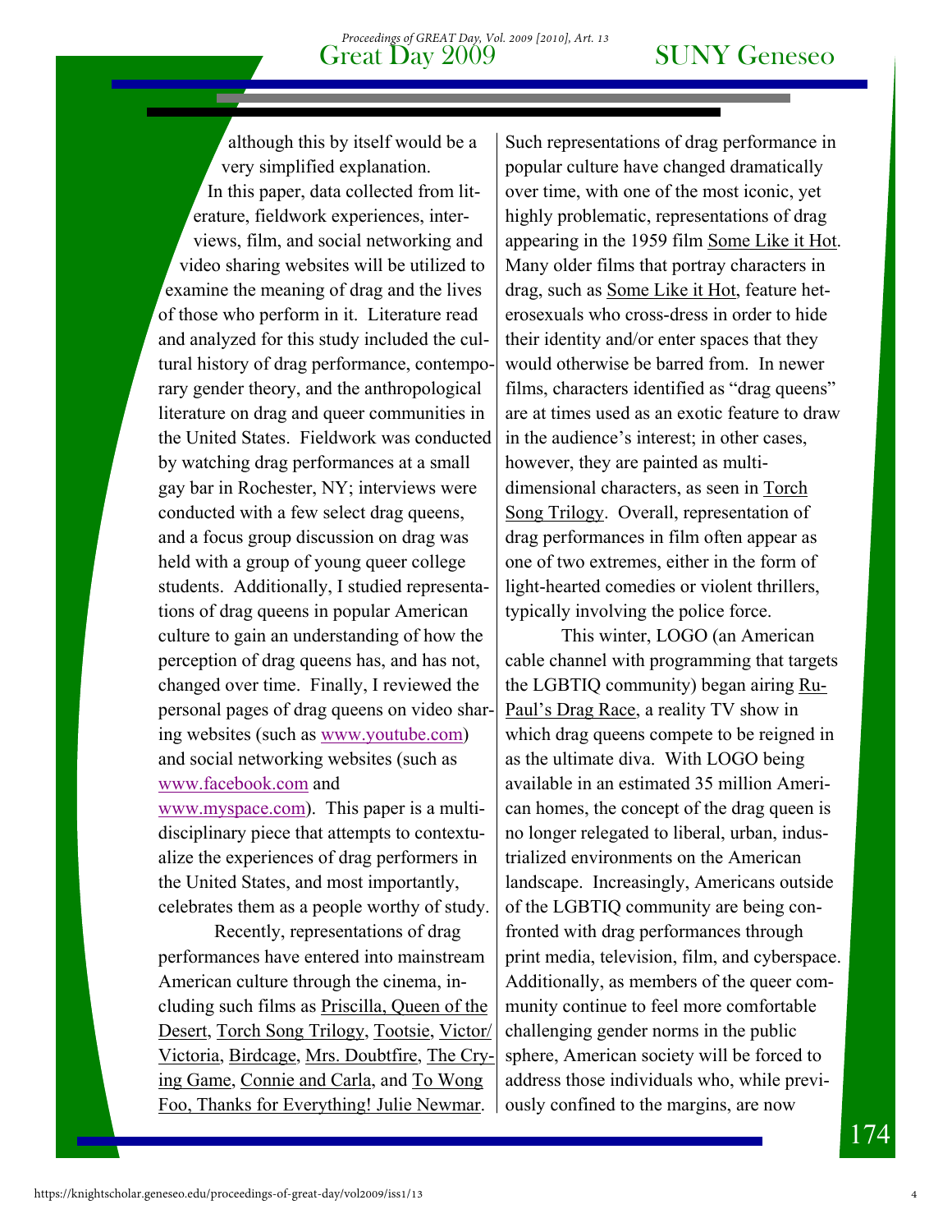although this by itself would be a very simplified explanation.

In this paper, data collected from literature, fieldwork experiences, interviews, film, and social networking and video sharing websites will be utilized to examine the meaning of drag and the lives of those who perform in it. Literature read and analyzed for this study included the cultural history of drag performance, contemporary gender theory, and the anthropological literature on drag and queer communities in the United States. Fieldwork was conducted by watching drag performances at a small gay bar in Rochester, NY; interviews were conducted with a few select drag queens, and a focus group discussion on drag was held with a group of young queer college students. Additionally, I studied representations of drag queens in popular American culture to gain an understanding of how the perception of drag queens has, and has not, changed over time. Finally, I reviewed the personal pages of drag queens on video sharing websites (such as www.youtube.com) and social networking websites (such as www.facebook.com and www.myspace.com). This paper is a multidisciplinary piece that attempts to contextualize the experiences of drag performers in the United States, and most importantly, celebrates them as a people worthy of study.

Recently, representations of drag performances have entered into mainstream American culture through the cinema, including such films as Priscilla, Queen of the Desert, Torch Song Trilogy, Tootsie, Victor/Victoria, Birdcage, Mrs. Doubtfire, The Crying Game, Connie and Carla, and To Wong Foo, Thanks for Everything! Julie Newmar. Such representations of drag performance in popular culture have changed dramatically over time, with one of the most iconic, yet highly problematic, representations of drag appearing in the 1959 film Some Like it Hot. Many older films that portray characters in drag, such as Some Like it Hot, feature heterosexuals who cross-dress in order to hide their identity and/or enter spaces that they would otherwise be barred from. In newer films, characters identified as "drag queens" are at times used as an exotic feature to draw in the audience's interest; in other cases, however, they are painted as multi-dimensional characters, as seen in Torch Song Trilogy. Overall, representation of drag performances in film often appear as one of two extremes, either in the form of light-hearted comedies or violent thrillers, typically involving the police force.

This winter, LOGO (an American cable channel with programming that targets the LGBTIQ community) began airing RuPaul's Drag Race, a reality TV show in which drag queens compete to be reigned in as the ultimate diva. With LOGO being available in an estimated 35 million American homes, the concept of the drag queen is no longer relegated to liberal, urban, industrialized environments on the American landscape. Increasingly, Americans outside of the LGBTIQ community are being confronted with drag performances through print media, television, film, and cyberspace. Additionally, as members of the queer community continue to feel more comfortable challenging gender norms in the public sphere, American society will be forced to address those individuals who, while previously confined to the margins, are now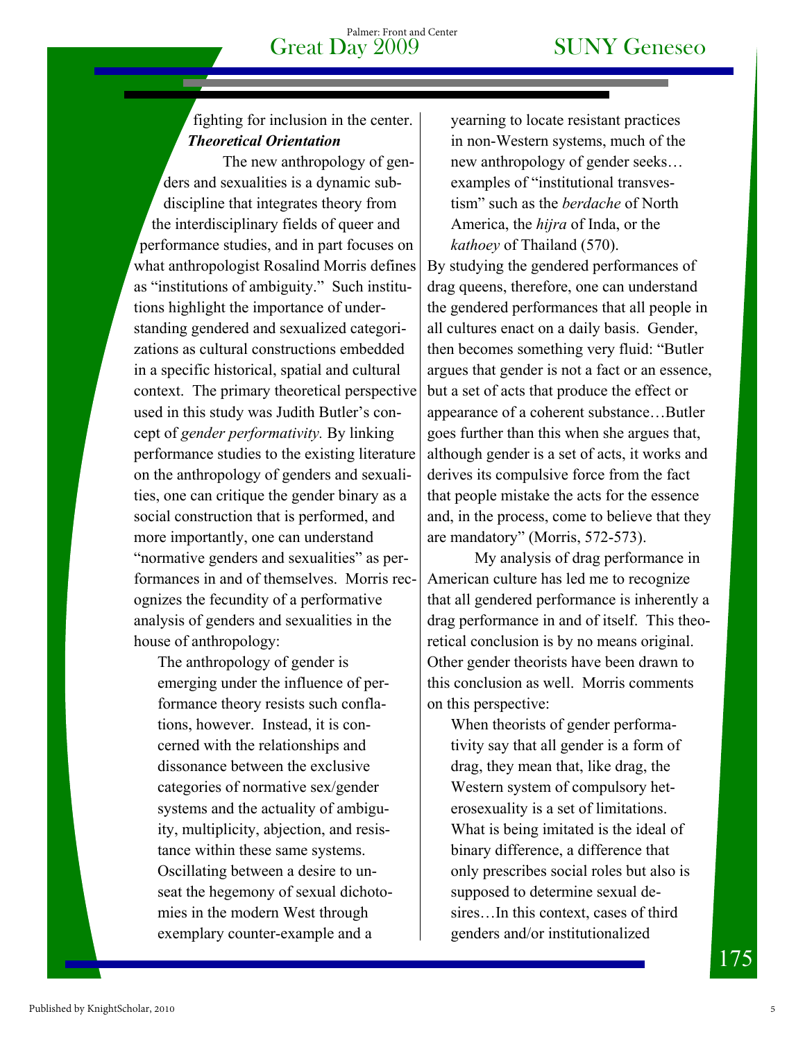fighting for inclusion in the center.

***Theoretical Orientation***

The new anthropology of genders and sexualities is a dynamic subdiscipline that integrates theory from the interdisciplinary fields of queer and performance studies, and in part focuses on what anthropologist Rosalind Morris defines as "institutions of ambiguity." Such institutions highlight the importance of understanding gendered and sexualized categorizations as cultural constructions embedded in a specific historical, spatial and cultural context. The primary theoretical perspective used in this study was Judith Butler's concept of *gender performativity.* By linking performance studies to the existing literature on the anthropology of genders and sexualities, one can critique the gender binary as a social construction that is performed, and more importantly, one can understand "normative genders and sexualities" as performances in and of themselves. Morris recognizes the fecundity of a performative analysis of genders and sexualities in the house of anthropology:

> The anthropology of gender is emerging under the influence of performance theory resists such conflations, however. Instead, it is concerned with the relationships and dissonance between the exclusive categories of normative sex/gender systems and the actuality of ambiguity, multiplicity, abjection, and resistance within these same systems. Oscillating between a desire to unseat the hegemony of sexual dichotomies in the modern West through exemplary counter-example and a yearning to locate resistant practices in non-Western systems, much of the new anthropology of gender seeks… examples of "institutional transvestism" such as the *berdache* of North America, the *hijra* of Inda, or the *kathoey* of Thailand (570).

By studying the gendered performances of drag queens, therefore, one can understand the gendered performances that all people in all cultures enact on a daily basis. Gender, then becomes something very fluid: "Butler argues that gender is not a fact or an essence, but a set of acts that produce the effect or appearance of a coherent substance…Butler goes further than this when she argues that, although gender is a set of acts, it works and derives its compulsive force from the fact that people mistake the acts for the essence and, in the process, come to believe that they are mandatory" (Morris, 572-573).

My analysis of drag performance in American culture has led me to recognize that all gendered performance is inherently a drag performance in and of itself. This theoretical conclusion is by no means original. Other gender theorists have been drawn to this conclusion as well. Morris comments on this perspective:

> When theorists of gender performativity say that all gender is a form of drag, they mean that, like drag, the Western system of compulsory heterosexuality is a set of limitations. What is being imitated is the ideal of binary difference, a difference that only prescribes social roles but also is supposed to determine sexual desires…In this context, cases of third genders and/or institutionalized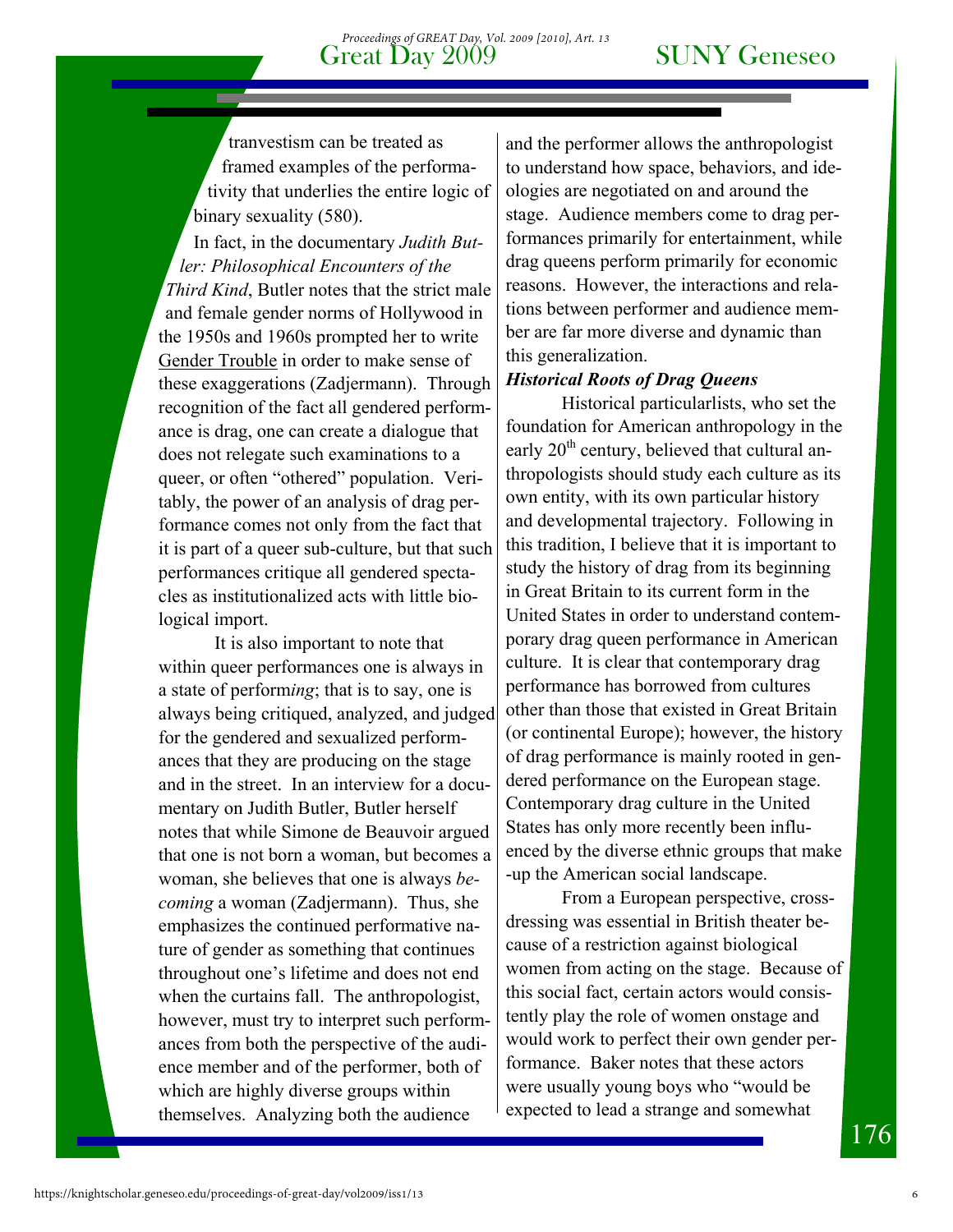tranvestism can be treated as framed examples of the performativity that underlies the entire logic of binary sexuality (580).

In fact, in the documentary *Judith Butler: Philosophical Encounters of the Third Kind*, Butler notes that the strict male and female gender norms of Hollywood in the 1950s and 1960s prompted her to write Gender Trouble in order to make sense of these exaggerations (Zadjermann). Through recognition of the fact all gendered performance is drag, one can create a dialogue that does not relegate such examinations to a queer, or often "othered" population. Veritably, the power of an analysis of drag performance comes not only from the fact that it is part of a queer sub-culture, but that such performances critique all gendered spectacles as institutionalized acts with little biological import.

It is also important to note that within queer performances one is always in a state of perform*ing*; that is to say, one is always being critiqued, analyzed, and judged for the gendered and sexualized performances that they are producing on the stage and in the street. In an interview for a documentary on Judith Butler, Butler herself notes that while Simone de Beauvoir argued that one is not born a woman, but becomes a woman, she believes that one is always *becoming* a woman (Zadjermann). Thus, she emphasizes the continued performative nature of gender as something that continues throughout one's lifetime and does not end when the curtains fall. The anthropologist, however, must try to interpret such performances from both the perspective of the audience member and of the performer, both of which are highly diverse groups within themselves. Analyzing both the audience and the performer allows the anthropologist to understand how space, behaviors, and ideologies are negotiated on and around the stage. Audience members come to drag performances primarily for entertainment, while drag queens perform primarily for economic reasons. However, the interactions and relations between performer and audience member are far more diverse and dynamic than this generalization.

***Historical Roots of Drag Queens***

Historical particularlists, who set the foundation for American anthropology in the early 20th century, believed that cultural anthropologists should study each culture as its own entity, with its own particular history and developmental trajectory. Following in this tradition, I believe that it is important to study the history of drag from its beginning in Great Britain to its current form in the United States in order to understand contemporary drag queen performance in American culture. It is clear that contemporary drag performance has borrowed from cultures other than those that existed in Great Britain (or continental Europe); however, the history of drag performance is mainly rooted in gendered performance on the European stage. Contemporary drag culture in the United States has only more recently been influenced by the diverse ethnic groups that make-up the American social landscape.

From a European perspective, cross-dressing was essential in British theater because of a restriction against biological women from acting on the stage. Because of this social fact, certain actors would consistently play the role of women onstage and would work to perfect their own gender performance. Baker notes that these actors were usually young boys who "would be expected to lead a strange and somewhat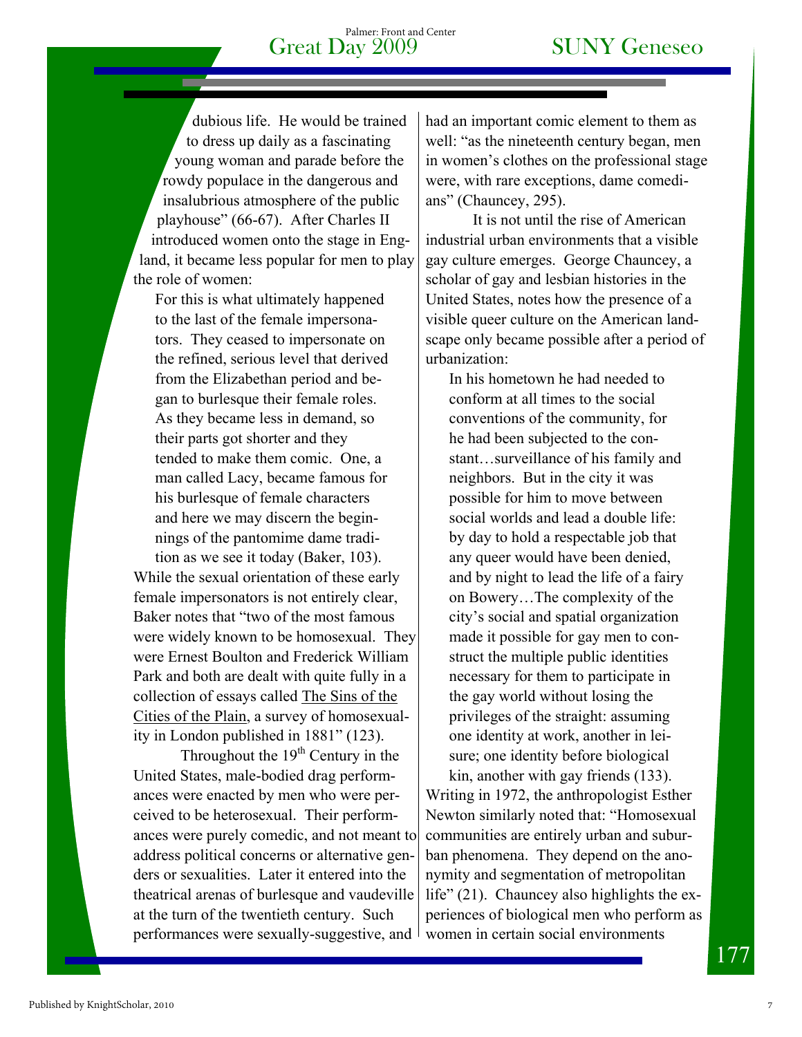dubious life. He would be trained to dress up daily as a fascinating young woman and parade before the rowdy populace in the dangerous and insalubrious atmosphere of the public playhouse" (66-67). After Charles II introduced women onto the stage in England, it became less popular for men to play the role of women:

> For this is what ultimately happened to the last of the female impersonators. They ceased to impersonate on the refined, serious level that derived from the Elizabethan period and began to burlesque their female roles. As they became less in demand, so their parts got shorter and they tended to make them comic. One, a man called Lacy, became famous for his burlesque of female characters and here we may discern the beginnings of the pantomime dame tradition as we see it today (Baker, 103).

While the sexual orientation of these early female impersonators is not entirely clear, Baker notes that "two of the most famous were widely known to be homosexual. They were Ernest Boulton and Frederick William Park and both are dealt with quite fully in a collection of essays called The Sins of the Cities of the Plain, a survey of homosexuality in London published in 1881" (123).

Throughout the 19th Century in the United States, male-bodied drag performances were enacted by men who were perceived to be heterosexual. Their performances were purely comedic, and not meant to address political concerns or alternative genders or sexualities. Later it entered into the theatrical arenas of burlesque and vaudeville at the turn of the twentieth century. Such performances were sexually-suggestive, and had an important comic element to them as well: "as the nineteenth century began, men in women's clothes on the professional stage were, with rare exceptions, dame comedians" (Chauncey, 295).

It is not until the rise of American industrial urban environments that a visible gay culture emerges. George Chauncey, a scholar of gay and lesbian histories in the United States, notes how the presence of a visible queer culture on the American landscape only became possible after a period of urbanization:

> In his hometown he had needed to conform at all times to the social conventions of the community, for he had been subjected to the constant…surveillance of his family and neighbors. But in the city it was possible for him to move between social worlds and lead a double life: by day to hold a respectable job that any queer would have been denied, and by night to lead the life of a fairy on Bowery…The complexity of the city's social and spatial organization made it possible for gay men to construct the multiple public identities necessary for them to participate in the gay world without losing the privileges of the straight: assuming one identity at work, another in leisure; one identity before biological kin, another with gay friends (133).

Writing in 1972, the anthropologist Esther Newton similarly noted that: "Homosexual communities are entirely urban and suburban phenomena. They depend on the anonymity and segmentation of metropolitan life" (21). Chauncey also highlights the experiences of biological men who perform as women in certain social environments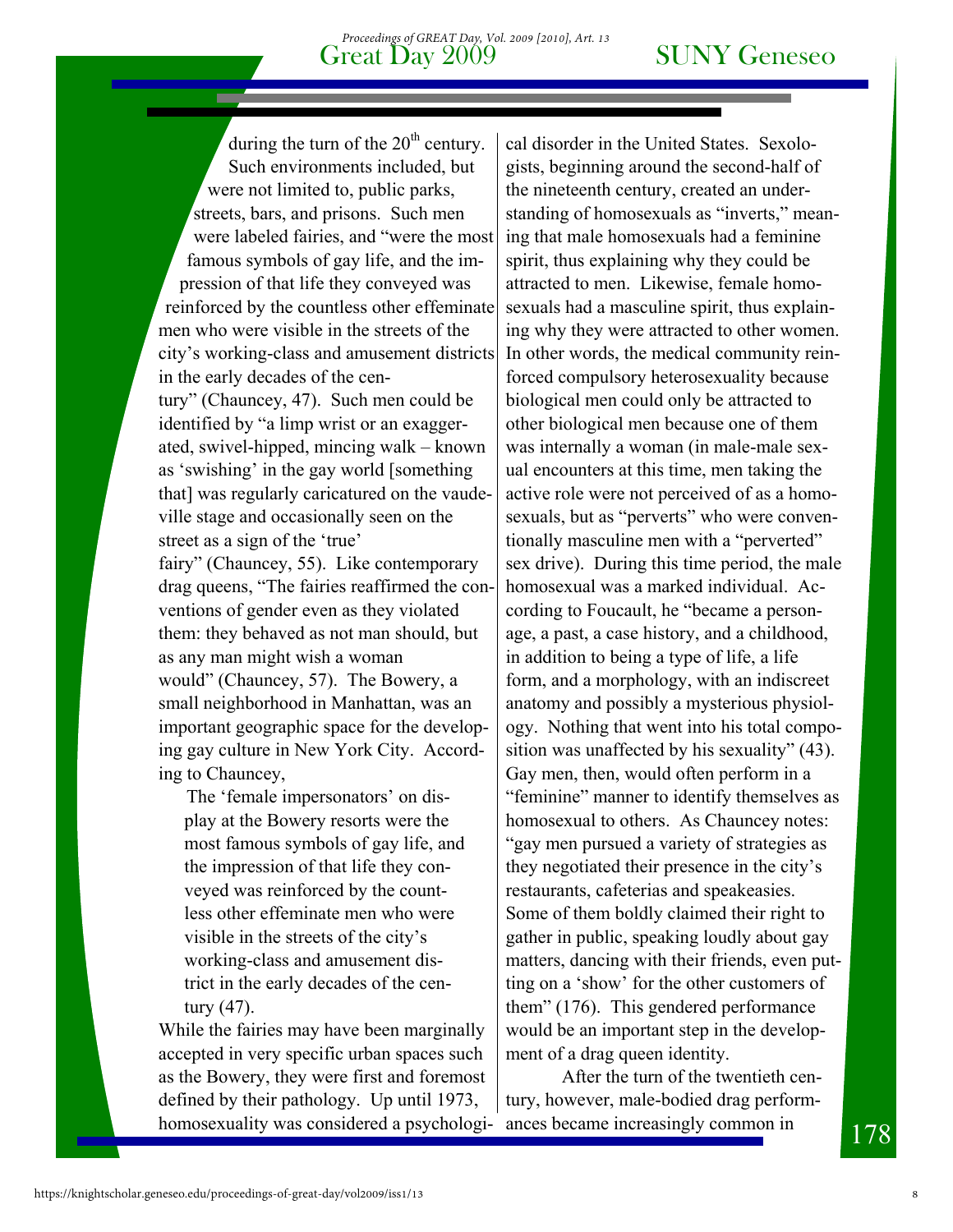during the turn of the 20th century. Such environments included, but were not limited to, public parks, streets, bars, and prisons. Such men were labeled fairies, and "were the most famous symbols of gay life, and the impression of that life they conveyed was reinforced by the countless other effeminate men who were visible in the streets of the city's working-class and amusement districts in the early decades of the century" (Chauncey, 47). Such men could be identified by "a limp wrist or an exaggerated, swivel-hipped, mincing walk – known as 'swishing' in the gay world [something that] was regularly caricatured on the vaudeville stage and occasionally seen on the street as a sign of the 'true' fairy" (Chauncey, 55). Like contemporary drag queens, "The fairies reaffirmed the conventions of gender even as they violated them: they behaved as not man should, but as any man might wish a woman would" (Chauncey, 57). The Bowery, a small neighborhood in Manhattan, was an important geographic space for the developing gay culture in New York City. According to Chauncey,

> The 'female impersonators' on display at the Bowery resorts were the most famous symbols of gay life, and the impression of that life they conveyed was reinforced by the countless other effeminate men who were visible in the streets of the city's working-class and amusement district in the early decades of the century (47).

While the fairies may have been marginally accepted in very specific urban spaces such as the Bowery, they were first and foremost defined by their pathology. Up until 1973, homosexuality was considered a psychological disorder in the United States. Sexologists, beginning around the second-half of the nineteenth century, created an understanding of homosexuals as "inverts," meaning that male homosexuals had a feminine spirit, thus explaining why they could be attracted to men. Likewise, female homosexuals had a masculine spirit, thus explaining why they were attracted to other women. In other words, the medical community reinforced compulsory heterosexuality because biological men could only be attracted to other biological men because one of them was internally a woman (in male-male sexual encounters at this time, men taking the active role were not perceived of as a homosexuals, but as "perverts" who were conventionally masculine men with a "perverted" sex drive). During this time period, the male homosexual was a marked individual. According to Foucault, he "became a personage, a past, a case history, and a childhood, in addition to being a type of life, a life form, and a morphology, with an indiscreet anatomy and possibly a mysterious physiology. Nothing that went into his total composition was unaffected by his sexuality" (43). Gay men, then, would often perform in a "feminine" manner to identify themselves as homosexual to others. As Chauncey notes: "gay men pursued a variety of strategies as they negotiated their presence in the city's restaurants, cafeterias and speakeasies. Some of them boldly claimed their right to gather in public, speaking loudly about gay matters, dancing with their friends, even putting on a 'show' for the other customers of them" (176). This gendered performance would be an important step in the development of a drag queen identity.

After the turn of the twentieth century, however, male-bodied drag performances became increasingly common in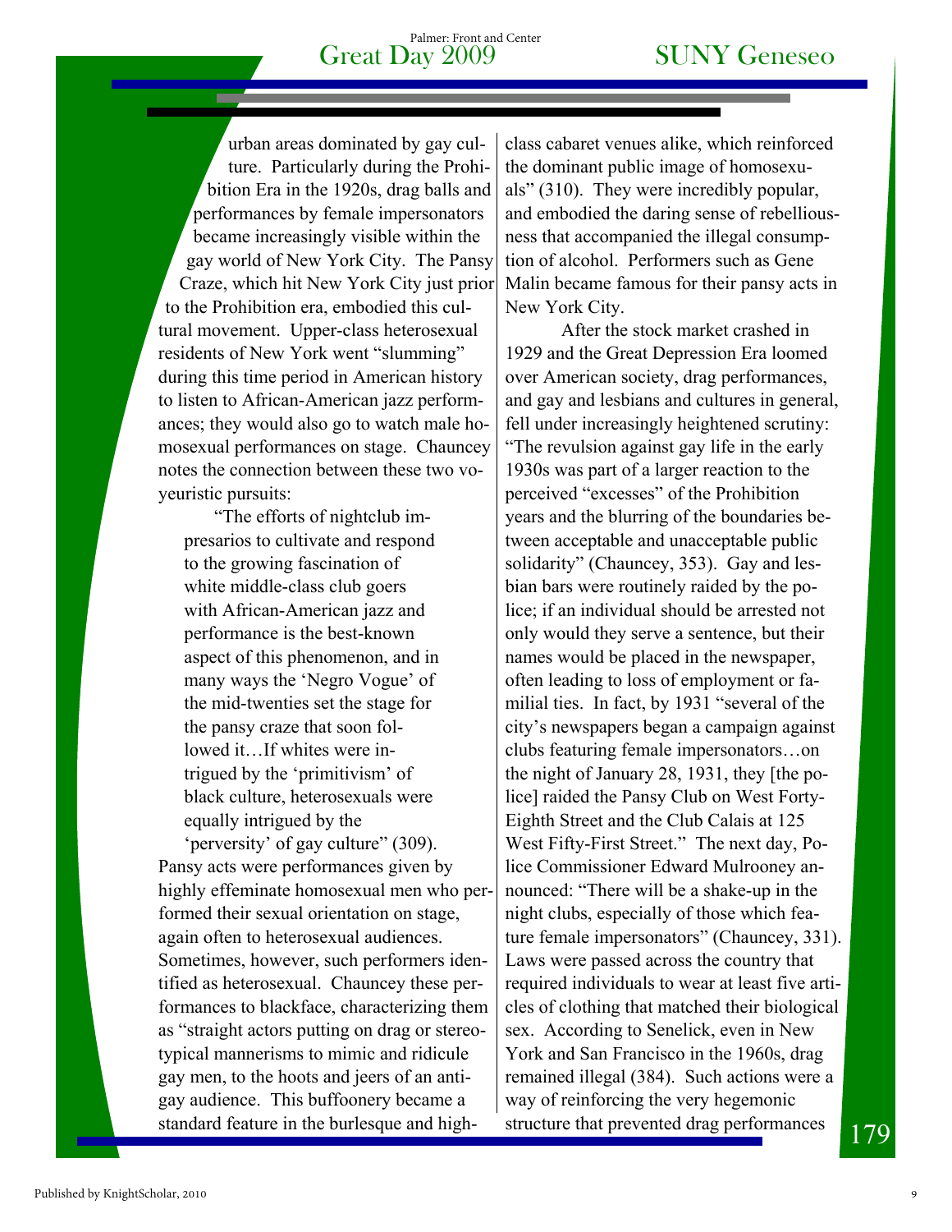urban areas dominated by gay culture. Particularly during the Prohibition Era in the 1920s, drag balls and performances by female impersonators became increasingly visible within the gay world of New York City. The Pansy Craze, which hit New York City just prior to the Prohibition era, embodied this cultural movement. Upper-class heterosexual residents of New York went "slumming" during this time period in American history to listen to African-American jazz performances; they would also go to watch male homosexual performances on stage. Chauncey notes the connection between these two voyeuristic pursuits:

> "The efforts of nightclub impresarios to cultivate and respond to the growing fascination of white middle-class club goers with African-American jazz and performance is the best-known aspect of this phenomenon, and in many ways the 'Negro Vogue' of the mid-twenties set the stage for the pansy craze that soon followed it…If whites were intrigued by the 'primitivism' of black culture, heterosexuals were equally intrigued by the 'perversity' of gay culture" (309).

Pansy acts were performances given by highly effeminate homosexual men who performed their sexual orientation on stage, again often to heterosexual audiences. Sometimes, however, such performers identified as heterosexual. Chauncey these performances to blackface, characterizing them as "straight actors putting on drag or stereotypical mannerisms to mimic and ridicule gay men, to the hoots and jeers of an anti-gay audience. This buffoonery became a standard feature in the burlesque and high-class cabaret venues alike, which reinforced the dominant public image of homosexuals" (310). They were incredibly popular, and embodied the daring sense of rebelliousness that accompanied the illegal consumption of alcohol. Performers such as Gene Malin became famous for their pansy acts in New York City.

After the stock market crashed in 1929 and the Great Depression Era loomed over American society, drag performances, and gay and lesbians and cultures in general, fell under increasingly heightened scrutiny: "The revulsion against gay life in the early 1930s was part of a larger reaction to the perceived "excesses" of the Prohibition years and the blurring of the boundaries between acceptable and unacceptable public solidarity" (Chauncey, 353). Gay and lesbian bars were routinely raided by the police; if an individual should be arrested not only would they serve a sentence, but their names would be placed in the newspaper, often leading to loss of employment or familial ties. In fact, by 1931 "several of the city's newspapers began a campaign against clubs featuring female impersonators…on the night of January 28, 1931, they [the police] raided the Pansy Club on West Forty-Eighth Street and the Club Calais at 125 West Fifty-First Street." The next day, Police Commissioner Edward Mulrooney announced: "There will be a shake-up in the night clubs, especially of those which feature female impersonators" (Chauncey, 331). Laws were passed across the country that required individuals to wear at least five articles of clothing that matched their biological sex. According to Senelick, even in New York and San Francisco in the 1960s, drag remained illegal (384). Such actions were a way of reinforcing the very hegemonic structure that prevented drag performances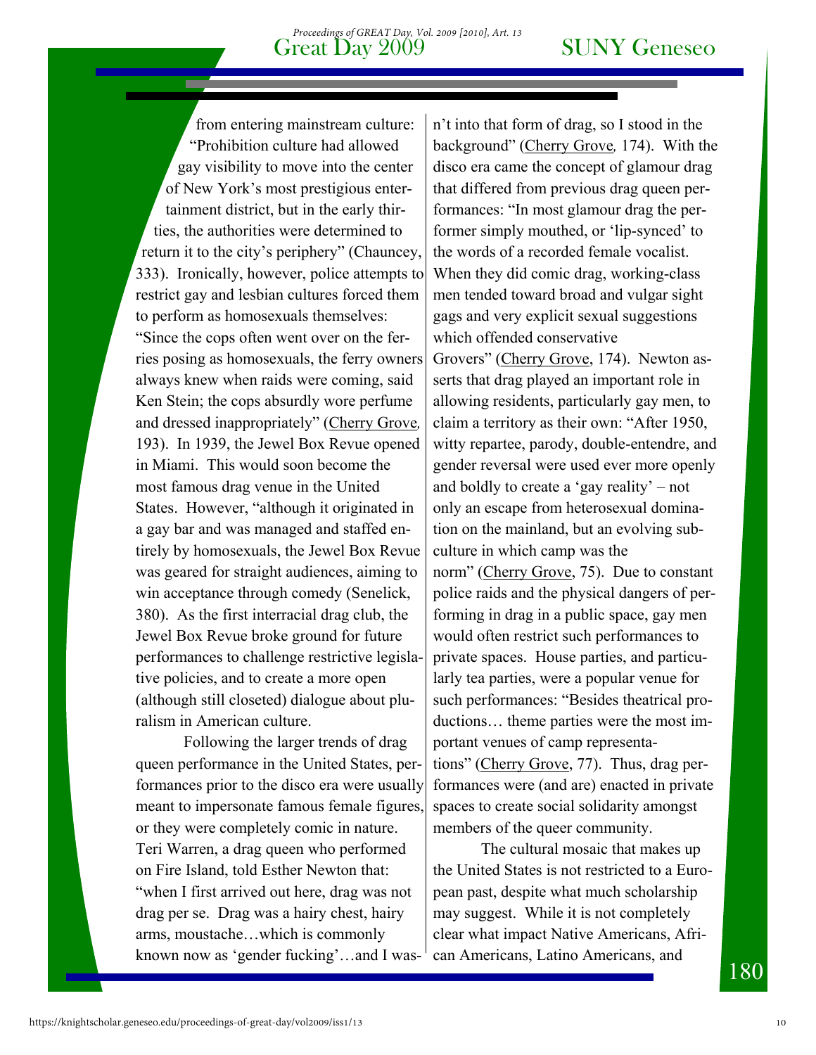from entering mainstream culture: "Prohibition culture had allowed gay visibility to move into the center of New York's most prestigious entertainment district, but in the early thirties, the authorities were determined to return it to the city's periphery" (Chauncey, 333). Ironically, however, police attempts to restrict gay and lesbian cultures forced them to perform as homosexuals themselves: "Since the cops often went over on the ferries posing as homosexuals, the ferry owners always knew when raids were coming, said Ken Stein; the cops absurdly wore perfume and dressed inappropriately" (Cherry Grove, 193). In 1939, the Jewel Box Revue opened in Miami. This would soon become the most famous drag venue in the United States. However, "although it originated in a gay bar and was managed and staffed entirely by homosexuals, the Jewel Box Revue was geared for straight audiences, aiming to win acceptance through comedy (Senelick, 380). As the first interracial drag club, the Jewel Box Revue broke ground for future performances to challenge restrictive legislative policies, and to create a more open (although still closeted) dialogue about pluralism in American culture.

Following the larger trends of drag queen performance in the United States, performances prior to the disco era were usually meant to impersonate famous female figures, or they were completely comic in nature. Teri Warren, a drag queen who performed on Fire Island, told Esther Newton that: "when I first arrived out here, drag was not drag per se. Drag was a hairy chest, hairy arms, moustache…which is commonly known now as 'gender fucking'…and I wasn't into that form of drag, so I stood in the background" (Cherry Grove, 174). With the disco era came the concept of glamour drag that differed from previous drag queen performances: "In most glamour drag the performer simply mouthed, or 'lip-synced' to the words of a recorded female vocalist. When they did comic drag, working-class men tended toward broad and vulgar sight gags and very explicit sexual suggestions which offended conservative Grovers" (Cherry Grove, 174). Newton asserts that drag played an important role in allowing residents, particularly gay men, to claim a territory as their own: "After 1950, witty repartee, parody, double-entendre, and gender reversal were used ever more openly and boldly to create a 'gay reality' – not only an escape from heterosexual domination on the mainland, but an evolving subculture in which camp was the norm" (Cherry Grove, 75). Due to constant police raids and the physical dangers of performing in drag in a public space, gay men would often restrict such performances to private spaces. House parties, and particularly tea parties, were a popular venue for such performances: "Besides theatrical productions… theme parties were the most important venues of camp representations" (Cherry Grove, 77). Thus, drag performances were (and are) enacted in private spaces to create social solidarity amongst members of the queer community.

The cultural mosaic that makes up the United States is not restricted to a European past, despite what much scholarship may suggest. While it is not completely clear what impact Native Americans, African Americans, Latino Americans, and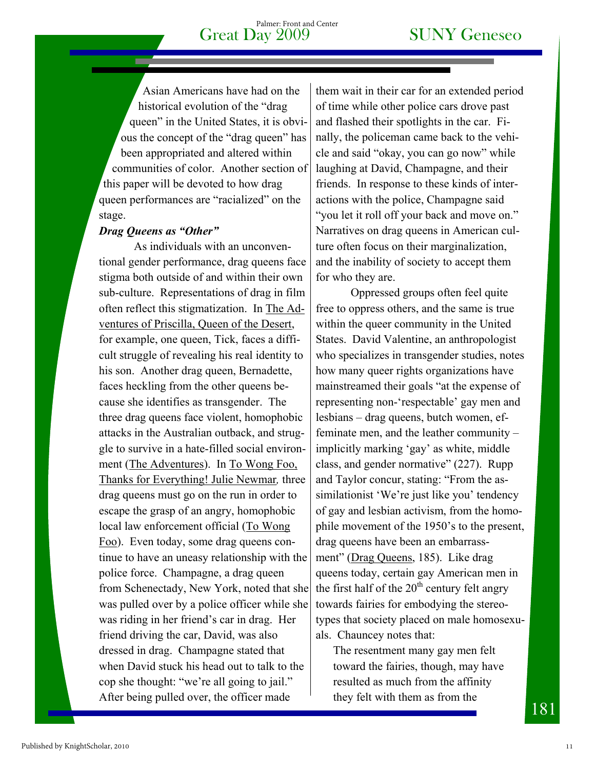Asian Americans have had on the historical evolution of the "drag queen" in the United States, it is obvious the concept of the "drag queen" has been appropriated and altered within communities of color. Another section of this paper will be devoted to how drag queen performances are "racialized" on the stage.

***Drag Queens as "Other"***

As individuals with an unconventional gender performance, drag queens face stigma both outside of and within their own sub-culture. Representations of drag in film often reflect this stigmatization. In The Adventures of Priscilla, Queen of the Desert, for example, one queen, Tick, faces a difficult struggle of revealing his real identity to his son. Another drag queen, Bernadette, faces heckling from the other queens because she identifies as transgender. The three drag queens face violent, homophobic attacks in the Australian outback, and struggle to survive in a hate-filled social environment (The Adventures). In To Wong Foo, Thanks for Everything! Julie Newmar*,* three drag queens must go on the run in order to escape the grasp of an angry, homophobic local law enforcement official (To Wong Foo). Even today, some drag queens continue to have an uneasy relationship with the police force. Champagne, a drag queen from Schenectady, New York, noted that she was pulled over by a police officer while she was riding in her friend's car in drag. Her friend driving the car, David, was also dressed in drag. Champagne stated that when David stuck his head out to talk to the cop she thought: "we're all going to jail." After being pulled over, the officer made them wait in their car for an extended period of time while other police cars drove past and flashed their spotlights in the car. Finally, the policeman came back to the vehicle and said "okay, you can go now" while laughing at David, Champagne, and their friends. In response to these kinds of interactions with the police, Champagne said "you let it roll off your back and move on." Narratives on drag queens in American culture often focus on their marginalization, and the inability of society to accept them for who they are.

Oppressed groups often feel quite free to oppress others, and the same is true within the queer community in the United States. David Valentine, an anthropologist who specializes in transgender studies, notes how many queer rights organizations have mainstreamed their goals "at the expense of representing non-'respectable' gay men and lesbians – drag queens, butch women, effeminate men, and the leather community – implicitly marking 'gay' as white, middle class, and gender normative" (227). Rupp and Taylor concur, stating: "From the assimilationist 'We're just like you' tendency of gay and lesbian activism, from the homophile movement of the 1950's to the present, drag queens have been an embarrassment" (Drag Queens, 185). Like drag queens today, certain gay American men in the first half of the 20th century felt angry towards fairies for embodying the stereotypes that society placed on male homosexuals. Chauncey notes that:

> The resentment many gay men felt toward the fairies, though, may have resulted as much from the affinity they felt with them as from the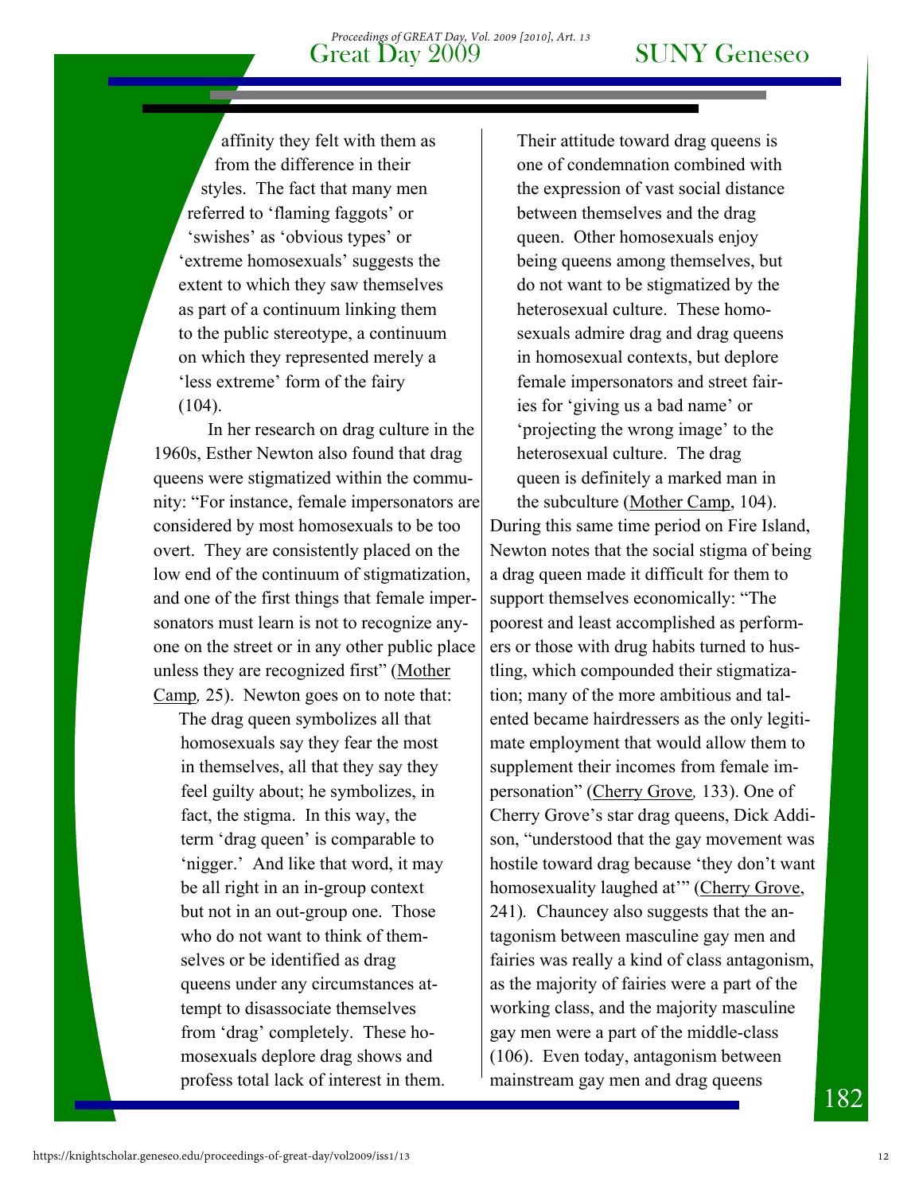affinity they felt with them as from the difference in their styles. The fact that many men referred to 'flaming faggots' or 'swishes' as 'obvious types' or 'extreme homosexuals' suggests the extent to which they saw themselves as part of a continuum linking them to the public stereotype, a continuum on which they represented merely a 'less extreme' form of the fairy (104).

In her research on drag culture in the 1960s, Esther Newton also found that drag queens were stigmatized within the community: "For instance, female impersonators are considered by most homosexuals to be too overt. They are consistently placed on the low end of the continuum of stigmatization, and one of the first things that female impersonators must learn is not to recognize anyone on the street or in any other public place unless they are recognized first" (Mother Camp, 25). Newton goes on to note that:

> The drag queen symbolizes all that homosexuals say they fear the most in themselves, all that they say they feel guilty about; he symbolizes, in fact, the stigma. In this way, the term 'drag queen' is comparable to 'nigger.' And like that word, it may be all right in an in-group context but not in an out-group one. Those who do not want to think of themselves or be identified as drag queens under any circumstances attempt to disassociate themselves from 'drag' completely. These homosexuals deplore drag shows and profess total lack of interest in them. Their attitude toward drag queens is one of condemnation combined with the expression of vast social distance between themselves and the drag queen. Other homosexuals enjoy being queens among themselves, but do not want to be stigmatized by the heterosexual culture. These homosexuals admire drag and drag queens in homosexual contexts, but deplore female impersonators and street fairies for 'giving us a bad name' or 'projecting the wrong image' to the heterosexual culture. The drag queen is definitely a marked man in the subculture (Mother Camp, 104).

During this same time period on Fire Island, Newton notes that the social stigma of being a drag queen made it difficult for them to support themselves economically: "The poorest and least accomplished as performers or those with drug habits turned to hustling, which compounded their stigmatization; many of the more ambitious and talented became hairdressers as the only legitimate employment that would allow them to supplement their incomes from female impersonation" (Cherry Grove, 133). One of Cherry Grove's star drag queens, Dick Addison, "understood that the gay movement was hostile toward drag because 'they don't want homosexuality laughed at'" (Cherry Grove, 241). Chauncey also suggests that the antagonism between masculine gay men and fairies was really a kind of class antagonism, as the majority of fairies were a part of the working class, and the majority masculine gay men were a part of the middle-class (106). Even today, antagonism between mainstream gay men and drag queens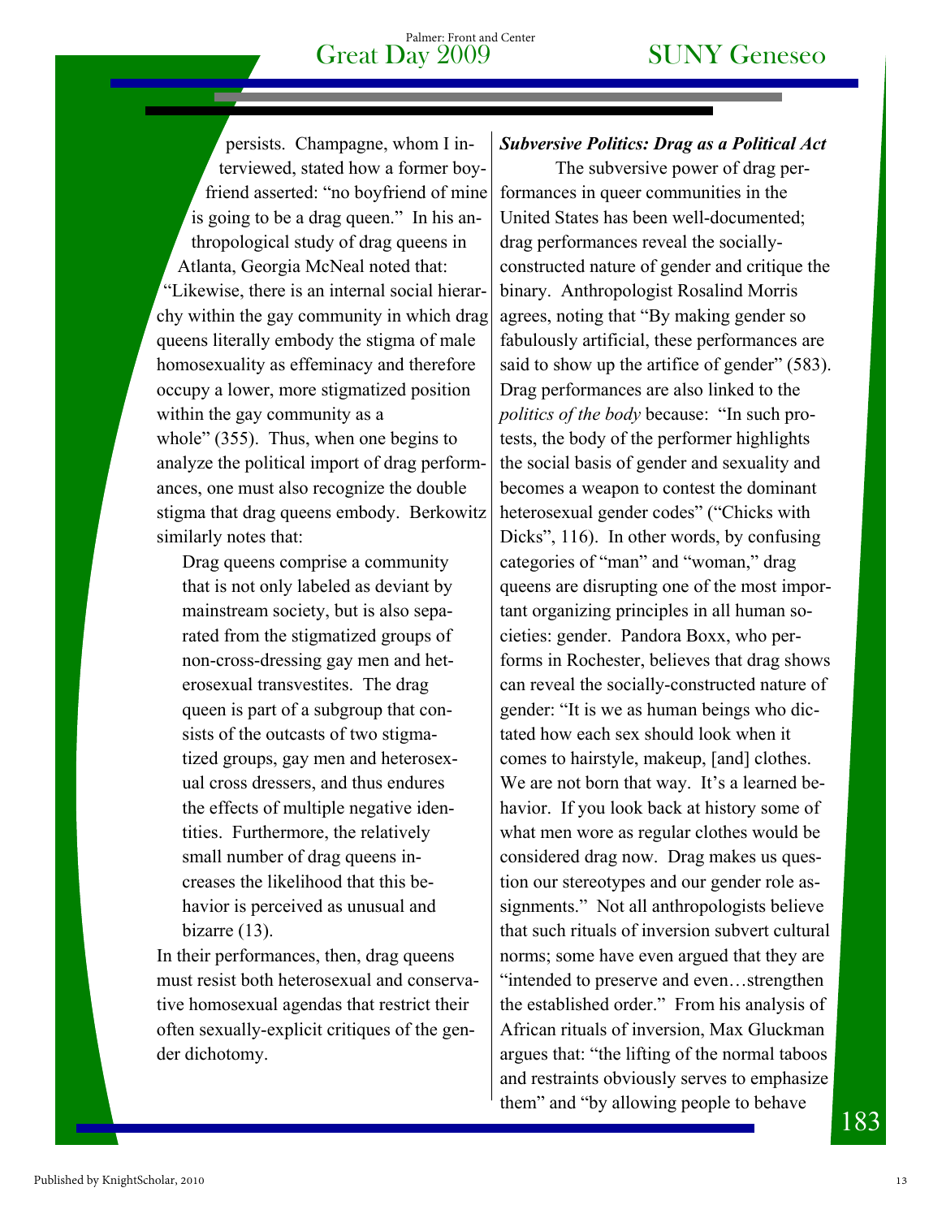persists. Champagne, whom I interviewed, stated how a former boyfriend asserted: "no boyfriend of mine is going to be a drag queen." In his anthropological study of drag queens in Atlanta, Georgia McNeal noted that: "Likewise, there is an internal social hierarchy within the gay community in which drag queens literally embody the stigma of male homosexuality as effeminacy and therefore occupy a lower, more stigmatized position within the gay community as a whole" (355). Thus, when one begins to analyze the political import of drag performances, one must also recognize the double stigma that drag queens embody. Berkowitz similarly notes that:

> Drag queens comprise a community that is not only labeled as deviant by mainstream society, but is also separated from the stigmatized groups of non-cross-dressing gay men and heterosexual transvestites. The drag queen is part of a subgroup that consists of the outcasts of two stigmatized groups, gay men and heterosexual cross dressers, and thus endures the effects of multiple negative identities. Furthermore, the relatively small number of drag queens increases the likelihood that this behavior is perceived as unusual and bizarre (13).

In their performances, then, drag queens must resist both heterosexual and conservative homosexual agendas that restrict their often sexually-explicit critiques of the gender dichotomy.

### *Subversive Politics: Drag as a Political Act*

The subversive power of drag performances in queer communities in the United States has been well-documented; drag performances reveal the socially-constructed nature of gender and critique the binary. Anthropologist Rosalind Morris agrees, noting that "By making gender so fabulously artificial, these performances are said to show up the artifice of gender" (583). Drag performances are also linked to the *politics of the body* because: "In such protests, the body of the performer highlights the social basis of gender and sexuality and becomes a weapon to contest the dominant heterosexual gender codes" ("Chicks with Dicks", 116). In other words, by confusing categories of "man" and "woman," drag queens are disrupting one of the most important organizing principles in all human societies: gender. Pandora Boxx, who performs in Rochester, believes that drag shows can reveal the socially-constructed nature of gender: "It is we as human beings who dictated how each sex should look when it comes to hairstyle, makeup, [and] clothes. We are not born that way. It's a learned behavior. If you look back at history some of what men wore as regular clothes would be considered drag now. Drag makes us question our stereotypes and our gender role assignments." Not all anthropologists believe that such rituals of inversion subvert cultural norms; some have even argued that they are "intended to preserve and even…strengthen the established order." From his analysis of African rituals of inversion, Max Gluckman argues that: "the lifting of the normal taboos and restraints obviously serves to emphasize them" and "by allowing people to behave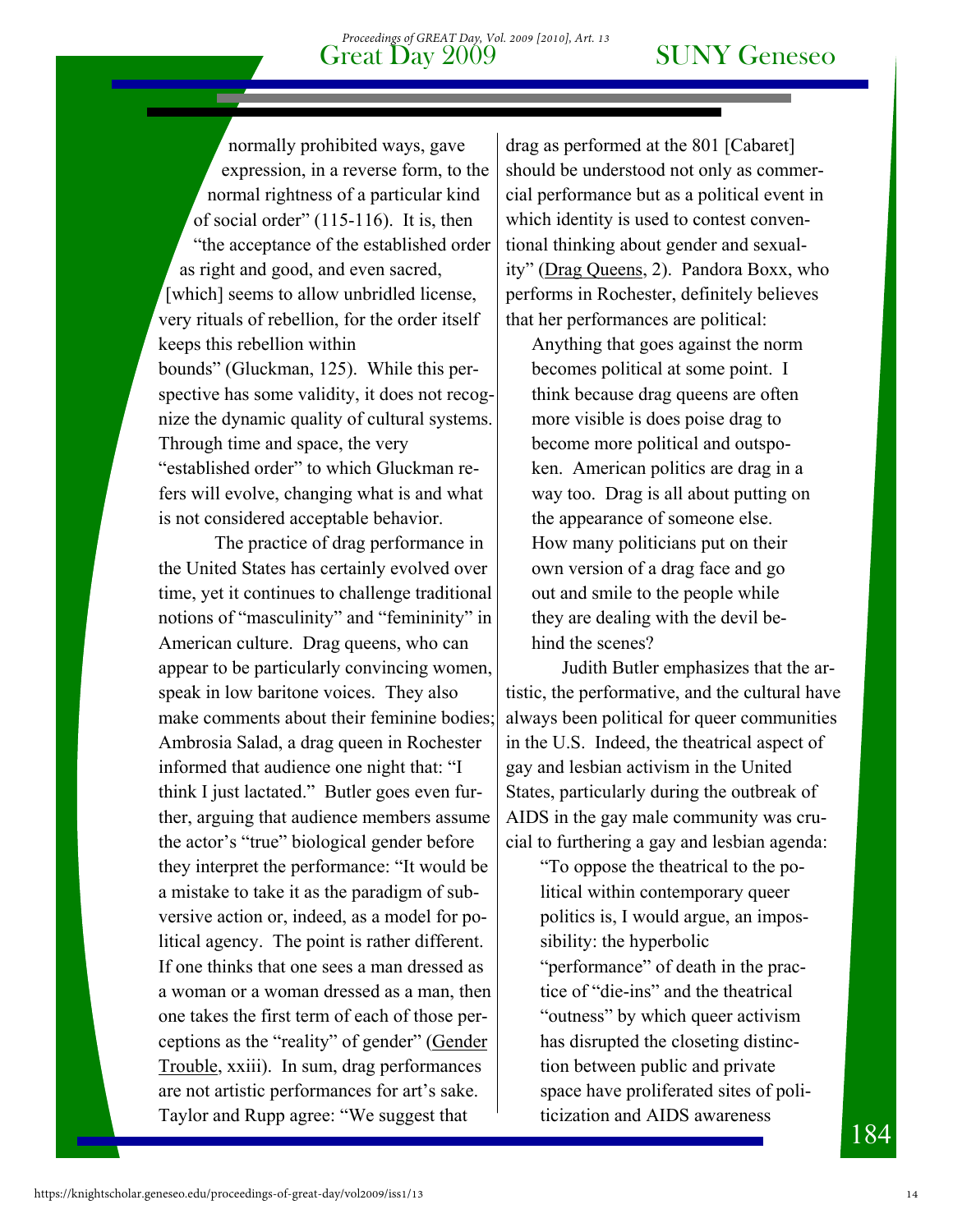normally prohibited ways, gave expression, in a reverse form, to the normal rightness of a particular kind of social order" (115-116). It is, then "the acceptance of the established order as right and good, and even sacred, [which] seems to allow unbridled license, very rituals of rebellion, for the order itself keeps this rebellion within bounds" (Gluckman, 125). While this perspective has some validity, it does not recognize the dynamic quality of cultural systems. Through time and space, the very "established order" to which Gluckman refers will evolve, changing what is and what is not considered acceptable behavior.

The practice of drag performance in the United States has certainly evolved over time, yet it continues to challenge traditional notions of "masculinity" and "femininity" in American culture. Drag queens, who can appear to be particularly convincing women, speak in low baritone voices. They also make comments about their feminine bodies; Ambrosia Salad, a drag queen in Rochester informed that audience one night that: "I think I just lactated." Butler goes even further, arguing that audience members assume the actor's "true" biological gender before they interpret the performance: "It would be a mistake to take it as the paradigm of subversive action or, indeed, as a model for political agency. The point is rather different. If one thinks that one sees a man dressed as a woman or a woman dressed as a man, then one takes the first term of each of those perceptions as the "reality" of gender" (Gender Trouble, xxiii). In sum, drag performances are not artistic performances for art's sake. Taylor and Rupp agree: "We suggest that drag as performed at the 801 [Cabaret] should be understood not only as commercial performance but as a political event in which identity is used to contest conventional thinking about gender and sexuality" (Drag Queens, 2). Pandora Boxx, who performs in Rochester, definitely believes that her performances are political:

> Anything that goes against the norm becomes political at some point. I think because drag queens are often more visible is does poise drag to become more political and outspoken. American politics are drag in a way too. Drag is all about putting on the appearance of someone else. How many politicians put on their own version of a drag face and go out and smile to the people while they are dealing with the devil behind the scenes?

Judith Butler emphasizes that the artistic, the performative, and the cultural have always been political for queer communities in the U.S. Indeed, the theatrical aspect of gay and lesbian activism in the United States, particularly during the outbreak of AIDS in the gay male community was crucial to furthering a gay and lesbian agenda:

> "To oppose the theatrical to the political within contemporary queer politics is, I would argue, an impossibility: the hyperbolic "performance" of death in the practice of "die-ins" and the theatrical "outness" by which queer activism has disrupted the closeting distinction between public and private space have proliferated sites of politicization and AIDS awareness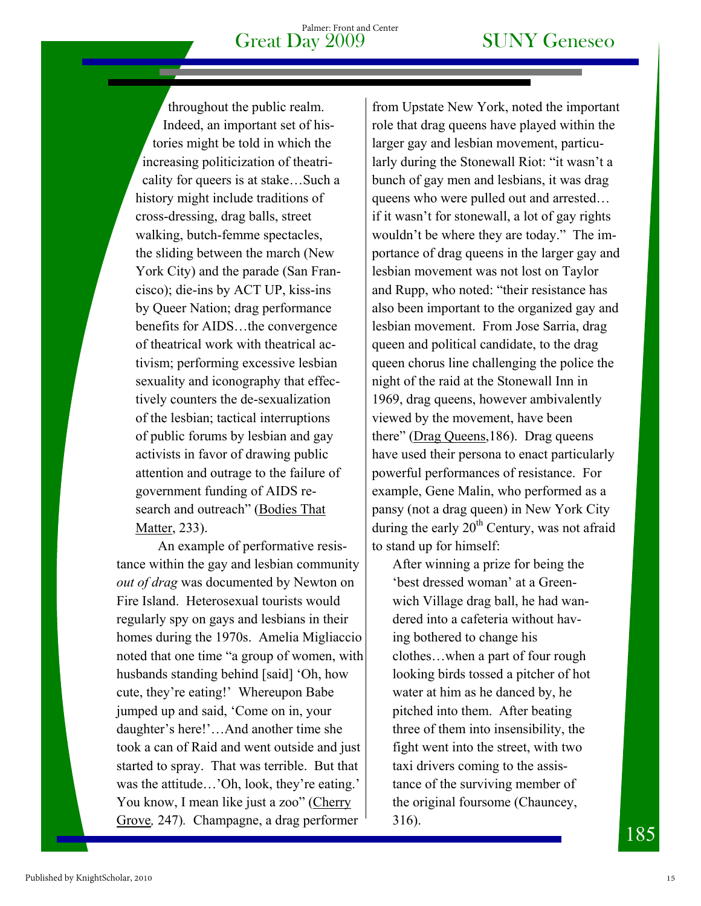throughout the public realm. Indeed, an important set of histories might be told in which the increasing politicization of theatricality for queers is at stake…Such a history might include traditions of cross-dressing, drag balls, street walking, butch-femme spectacles, the sliding between the march (New York City) and the parade (San Francisco); die-ins by ACT UP, kiss-ins by Queer Nation; drag performance benefits for AIDS…the convergence of theatrical work with theatrical activism; performing excessive lesbian sexuality and iconography that effectively counters the de-sexualization of the lesbian; tactical interruptions of public forums by lesbian and gay activists in favor of drawing public attention and outrage to the failure of government funding of AIDS research and outreach" (Bodies That Matter, 233).

An example of performative resistance within the gay and lesbian community *out of drag* was documented by Newton on Fire Island. Heterosexual tourists would regularly spy on gays and lesbians in their homes during the 1970s. Amelia Migliaccio noted that one time "a group of women, with husbands standing behind [said] 'Oh, how cute, they're eating!' Whereupon Babe jumped up and said, 'Come on in, your daughter's here!'…And another time she took a can of Raid and went outside and just started to spray. That was terrible. But that was the attitude…'Oh, look, they're eating.' You know, I mean like just a zoo" (Cherry Grove*,* 247). Champagne, a drag performer from Upstate New York, noted the important role that drag queens have played within the larger gay and lesbian movement, particularly during the Stonewall Riot: "it wasn't a bunch of gay men and lesbians, it was drag queens who were pulled out and arrested… if it wasn't for stonewall, a lot of gay rights wouldn't be where they are today." The importance of drag queens in the larger gay and lesbian movement was not lost on Taylor and Rupp, who noted: "their resistance has also been important to the organized gay and lesbian movement. From Jose Sarria, drag queen and political candidate, to the drag queen chorus line challenging the police the night of the raid at the Stonewall Inn in 1969, drag queens, however ambivalently viewed by the movement, have been there" (Drag Queens,186). Drag queens have used their persona to enact particularly powerful performances of resistance. For example, Gene Malin, who performed as a pansy (not a drag queen) in New York City during the early 20th Century, was not afraid to stand up for himself:

> After winning a prize for being the 'best dressed woman' at a Greenwich Village drag ball, he had wandered into a cafeteria without having bothered to change his clothes…when a part of four rough looking birds tossed a pitcher of hot water at him as he danced by, he pitched into them. After beating three of them into insensibility, the fight went into the street, with two taxi drivers coming to the assistance of the surviving member of the original foursome (Chauncey, 316).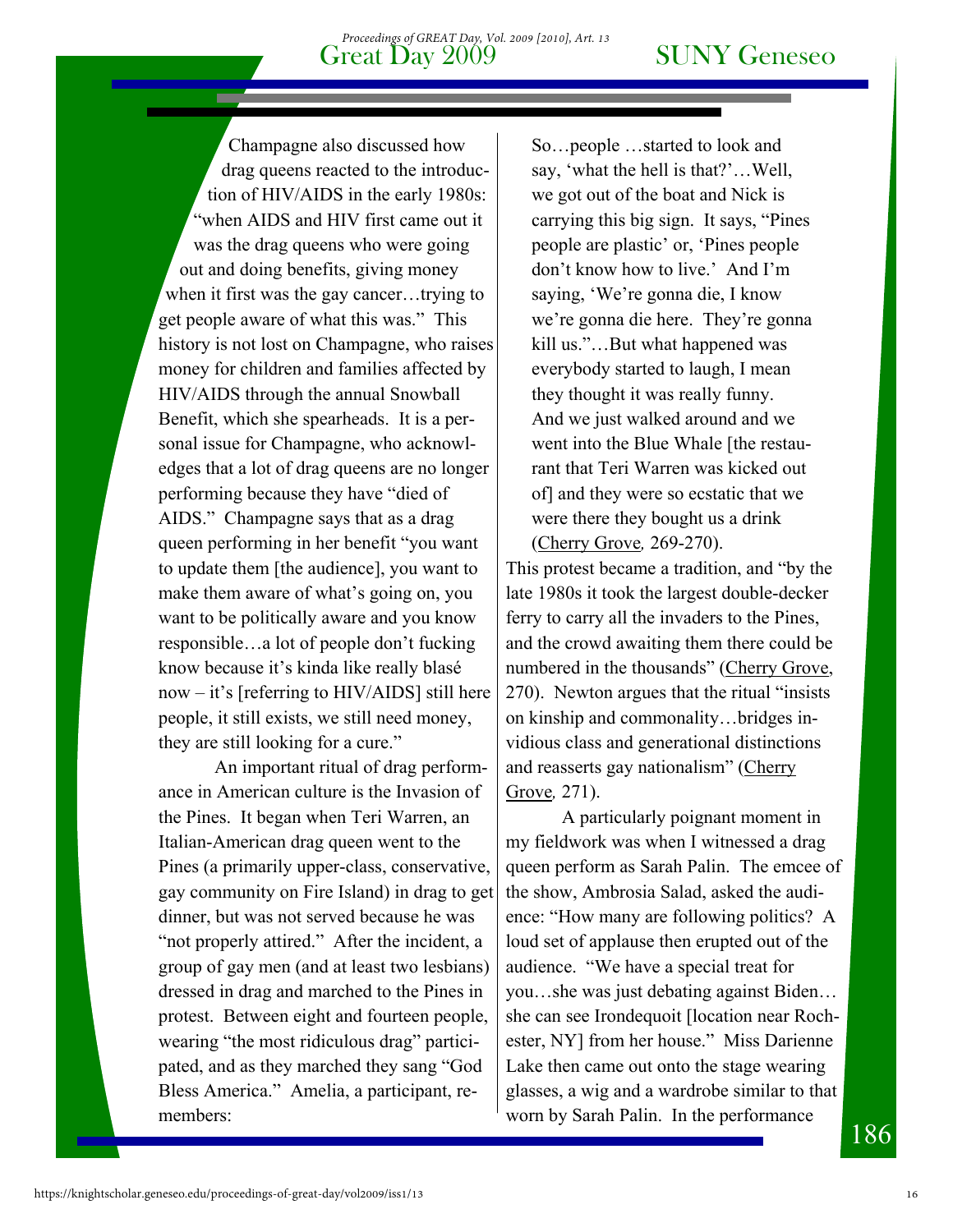Champagne also discussed how drag queens reacted to the introduction of HIV/AIDS in the early 1980s: "when AIDS and HIV first came out it was the drag queens who were going out and doing benefits, giving money when it first was the gay cancer…trying to get people aware of what this was." This history is not lost on Champagne, who raises money for children and families affected by HIV/AIDS through the annual Snowball Benefit, which she spearheads. It is a personal issue for Champagne, who acknowledges that a lot of drag queens are no longer performing because they have "died of AIDS." Champagne says that as a drag queen performing in her benefit "you want to update them [the audience], you want to make them aware of what's going on, you want to be politically aware and you know responsible…a lot of people don't fucking know because it's kinda like really blasé now – it's [referring to HIV/AIDS] still here people, it still exists, we still need money, they are still looking for a cure."

An important ritual of drag performance in American culture is the Invasion of the Pines. It began when Teri Warren, an Italian-American drag queen went to the Pines (a primarily upper-class, conservative, gay community on Fire Island) in drag to get dinner, but was not served because he was "not properly attired." After the incident, a group of gay men (and at least two lesbians) dressed in drag and marched to the Pines in protest. Between eight and fourteen people, wearing "the most ridiculous drag" participated, and as they marched they sang "God Bless America." Amelia, a participant, remembers:

> So…people …started to look and say, 'what the hell is that?'…Well, we got out of the boat and Nick is carrying this big sign. It says, "Pines people are plastic' or, 'Pines people don't know how to live.' And I'm saying, 'We're gonna die, I know we're gonna die here. They're gonna kill us."…But what happened was everybody started to laugh, I mean they thought it was really funny. And we just walked around and we went into the Blue Whale [the restaurant that Teri Warren was kicked out of] and they were so ecstatic that we were there they bought us a drink (Cherry Grove*,* 269-270).

This protest became a tradition, and "by the late 1980s it took the largest double-decker ferry to carry all the invaders to the Pines, and the crowd awaiting them there could be numbered in the thousands" (Cherry Grove, 270). Newton argues that the ritual "insists on kinship and commonality…bridges invidious class and generational distinctions and reasserts gay nationalism" (Cherry Grove*,* 271).

A particularly poignant moment in my fieldwork was when I witnessed a drag queen perform as Sarah Palin. The emcee of the show, Ambrosia Salad, asked the audience: "How many are following politics? A loud set of applause then erupted out of the audience. "We have a special treat for you…she was just debating against Biden…she can see Irondequoit [location near Rochester, NY] from her house." Miss Darienne Lake then came out onto the stage wearing glasses, a wig and a wardrobe similar to that worn by Sarah Palin. In the performance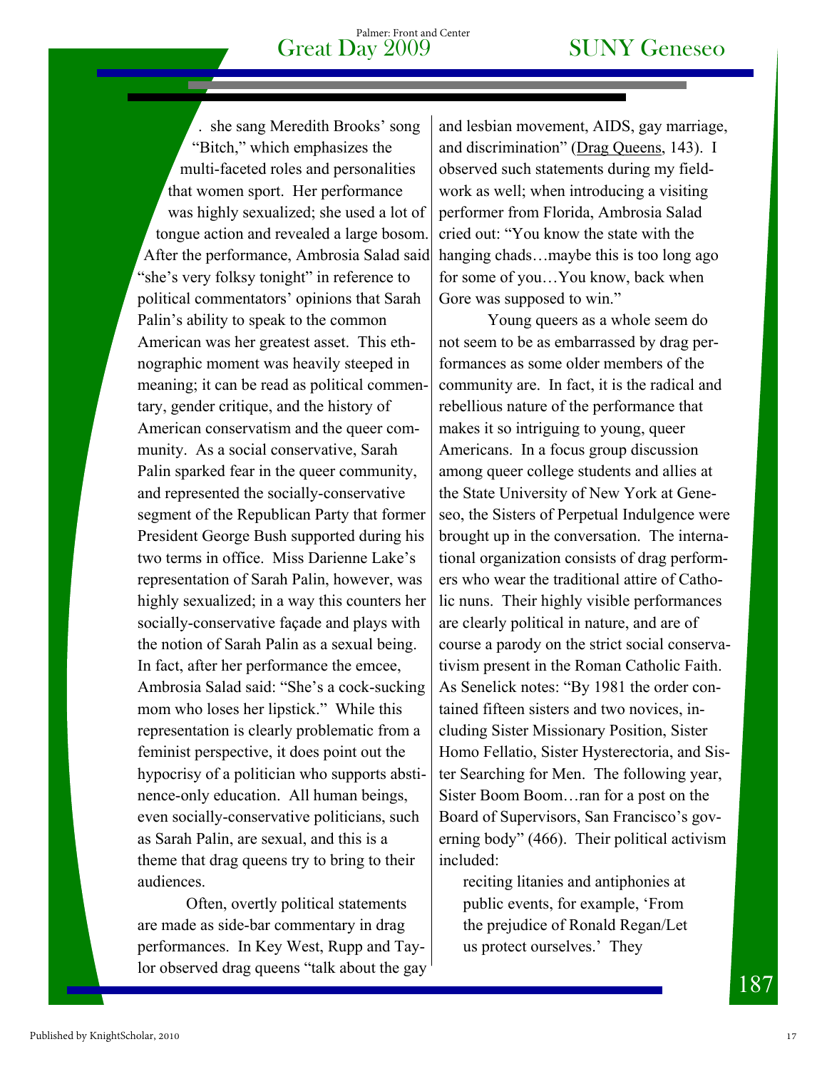. she sang Meredith Brooks' song "Bitch," which emphasizes the multi-faceted roles and personalities that women sport. Her performance was highly sexualized; she used a lot of tongue action and revealed a large bosom. After the performance, Ambrosia Salad said "she's very folksy tonight" in reference to political commentators' opinions that Sarah Palin's ability to speak to the common American was her greatest asset. This ethnographic moment was heavily steeped in meaning; it can be read as political commentary, gender critique, and the history of American conservatism and the queer community. As a social conservative, Sarah Palin sparked fear in the queer community, and represented the socially-conservative segment of the Republican Party that former President George Bush supported during his two terms in office. Miss Darienne Lake's representation of Sarah Palin, however, was highly sexualized; in a way this counters her socially-conservative façade and plays with the notion of Sarah Palin as a sexual being. In fact, after her performance the emcee, Ambrosia Salad said: "She's a cock-sucking mom who loses her lipstick." While this representation is clearly problematic from a feminist perspective, it does point out the hypocrisy of a politician who supports abstinence-only education. All human beings, even socially-conservative politicians, such as Sarah Palin, are sexual, and this is a theme that drag queens try to bring to their audiences.

Often, overtly political statements are made as side-bar commentary in drag performances. In Key West, Rupp and Taylor observed drag queens "talk about the gay and lesbian movement, AIDS, gay marriage, and discrimination" (Drag Queens, 143). I observed such statements during my fieldwork as well; when introducing a visiting performer from Florida, Ambrosia Salad cried out: "You know the state with the hanging chads…maybe this is too long ago for some of you…You know, back when Gore was supposed to win."

Young queers as a whole seem do not seem to be as embarrassed by drag performances as some older members of the community are. In fact, it is the radical and rebellious nature of the performance that makes it so intriguing to young, queer Americans. In a focus group discussion among queer college students and allies at the State University of New York at Geneseo, the Sisters of Perpetual Indulgence were brought up in the conversation. The international organization consists of drag performers who wear the traditional attire of Catholic nuns. Their highly visible performances are clearly political in nature, and are of course a parody on the strict social conservativism present in the Roman Catholic Faith. As Senelick notes: "By 1981 the order contained fifteen sisters and two novices, including Sister Missionary Position, Sister Homo Fellatio, Sister Hysterectoria, and Sister Searching for Men. The following year, Sister Boom Boom…ran for a post on the Board of Supervisors, San Francisco's governing body" (466). Their political activism included:

> reciting litanies and antiphonies at public events, for example, 'From the prejudice of Ronald Regan/Let us protect ourselves.' They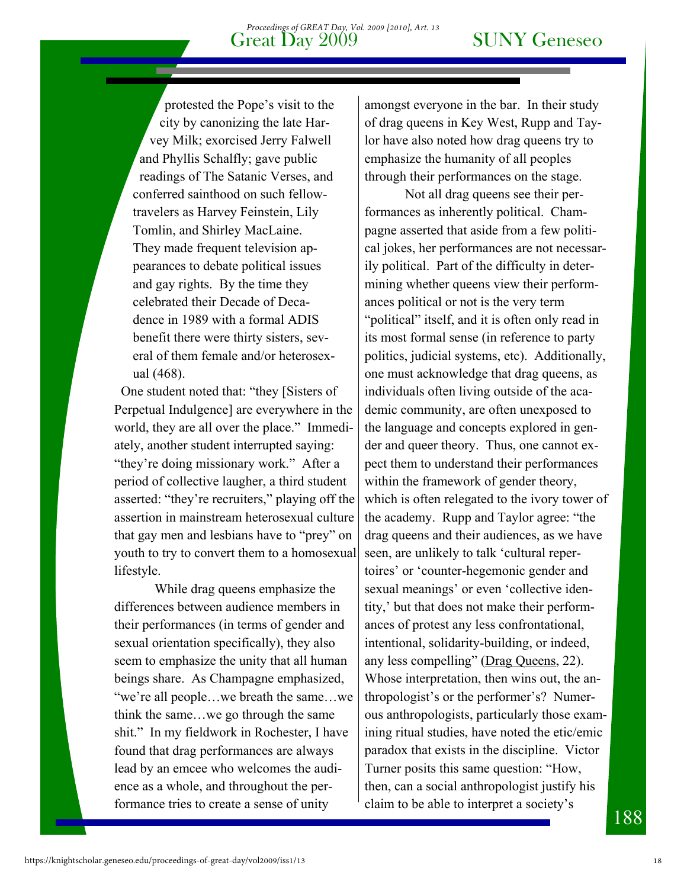protested the Pope's visit to the city by canonizing the late Harvey Milk; exorcised Jerry Falwell and Phyllis Schalfly; gave public readings of The Satanic Verses, and conferred sainthood on such fellow-travelers as Harvey Feinstein, Lily Tomlin, and Shirley MacLaine. They made frequent television appearances to debate political issues and gay rights. By the time they celebrated their Decade of Decadence in 1989 with a formal ADIS benefit there were thirty sisters, several of them female and/or heterosexual (468).

One student noted that: "they [Sisters of Perpetual Indulgence] are everywhere in the world, they are all over the place." Immediately, another student interrupted saying: "they're doing missionary work." After a period of collective laugher, a third student asserted: "they're recruiters," playing off the assertion in mainstream heterosexual culture that gay men and lesbians have to "prey" on youth to try to convert them to a homosexual lifestyle.

While drag queens emphasize the differences between audience members in their performances (in terms of gender and sexual orientation specifically), they also seem to emphasize the unity that all human beings share. As Champagne emphasized, "we're all people…we breath the same…we think the same…we go through the same shit." In my fieldwork in Rochester, I have found that drag performances are always lead by an emcee who welcomes the audience as a whole, and throughout the performance tries to create a sense of unity amongst everyone in the bar. In their study of drag queens in Key West, Rupp and Taylor have also noted how drag queens try to emphasize the humanity of all peoples through their performances on the stage.

Not all drag queens see their performances as inherently political. Champagne asserted that aside from a few political jokes, her performances are not necessarily political. Part of the difficulty in determining whether queens view their performances political or not is the very term "political" itself, and it is often only read in its most formal sense (in reference to party politics, judicial systems, etc). Additionally, one must acknowledge that drag queens, as individuals often living outside of the academic community, are often unexposed to the language and concepts explored in gender and queer theory. Thus, one cannot expect them to understand their performances within the framework of gender theory, which is often relegated to the ivory tower of the academy. Rupp and Taylor agree: "the drag queens and their audiences, as we have seen, are unlikely to talk 'cultural repertoires' or 'counter-hegemonic gender and sexual meanings' or even 'collective identity,' but that does not make their performances of protest any less confrontational, intentional, solidarity-building, or indeed, any less compelling" (Drag Queens, 22). Whose interpretation, then wins out, the anthropologist's or the performer's? Numerous anthropologists, particularly those examining ritual studies, have noted the etic/emic paradox that exists in the discipline. Victor Turner posits this same question: "How, then, can a social anthropologist justify his claim to be able to interpret a society's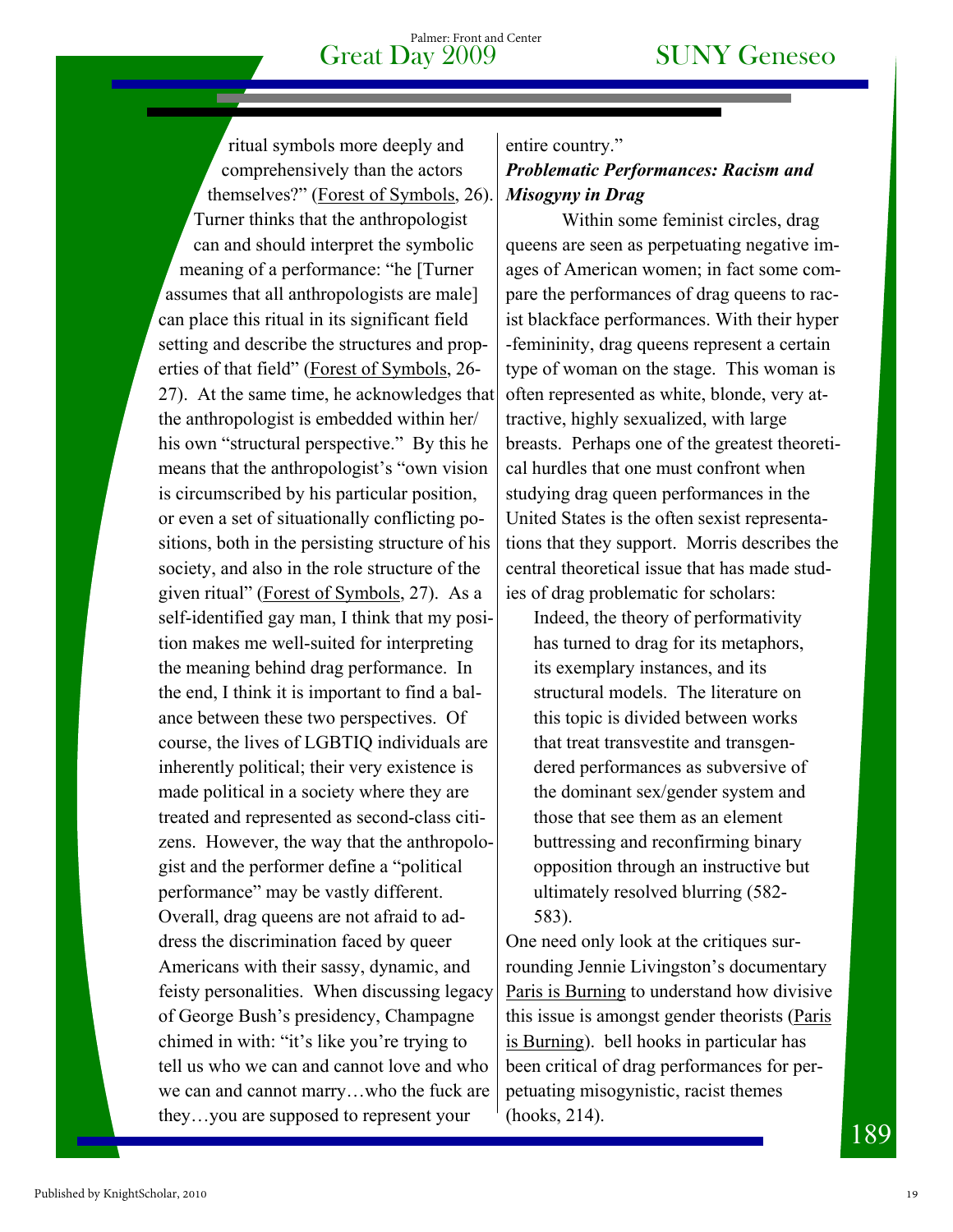ritual symbols more deeply and comprehensively than the actors themselves?" (Forest of Symbols, 26). Turner thinks that the anthropologist can and should interpret the symbolic meaning of a performance: "he [Turner assumes that all anthropologists are male] can place this ritual in its significant field setting and describe the structures and properties of that field" (Forest of Symbols, 26-27). At the same time, he acknowledges that the anthropologist is embedded within her/his own "structural perspective." By this he means that the anthropologist's "own vision is circumscribed by his particular position, or even a set of situationally conflicting positions, both in the persisting structure of his society, and also in the role structure of the given ritual" (Forest of Symbols, 27). As a self-identified gay man, I think that my position makes me well-suited for interpreting the meaning behind drag performance. In the end, I think it is important to find a balance between these two perspectives. Of course, the lives of LGBTIQ individuals are inherently political; their very existence is made political in a society where they are treated and represented as second-class citizens. However, the way that the anthropologist and the performer define a "political performance" may be vastly different. Overall, drag queens are not afraid to address the discrimination faced by queer Americans with their sassy, dynamic, and feisty personalities. When discussing legacy of George Bush's presidency, Champagne chimed in with: "it's like you're trying to tell us who we can and cannot love and who we can and cannot marry…who the fuck are they…you are supposed to represent your entire country."

### *Problematic Performances: Racism and Misogyny in Drag*

Within some feminist circles, drag queens are seen as perpetuating negative images of American women; in fact some compare the performances of drag queens to racist blackface performances. With their hyper-femininity, drag queens represent a certain type of woman on the stage. This woman is often represented as white, blonde, very attractive, highly sexualized, with large breasts. Perhaps one of the greatest theoretical hurdles that one must confront when studying drag queen performances in the United States is the often sexist representations that they support. Morris describes the central theoretical issue that has made studies of drag problematic for scholars:

> Indeed, the theory of performativity has turned to drag for its metaphors, its exemplary instances, and its structural models. The literature on this topic is divided between works that treat transvestite and transgendered performances as subversive of the dominant sex/gender system and those that see them as an element buttressing and reconfirming binary opposition through an instructive but ultimately resolved blurring (582-583).

One need only look at the critiques surrounding Jennie Livingston's documentary Paris is Burning to understand how divisive this issue is amongst gender theorists (Paris is Burning). bell hooks in particular has been critical of drag performances for perpetuating misogynistic, racist themes (hooks, 214).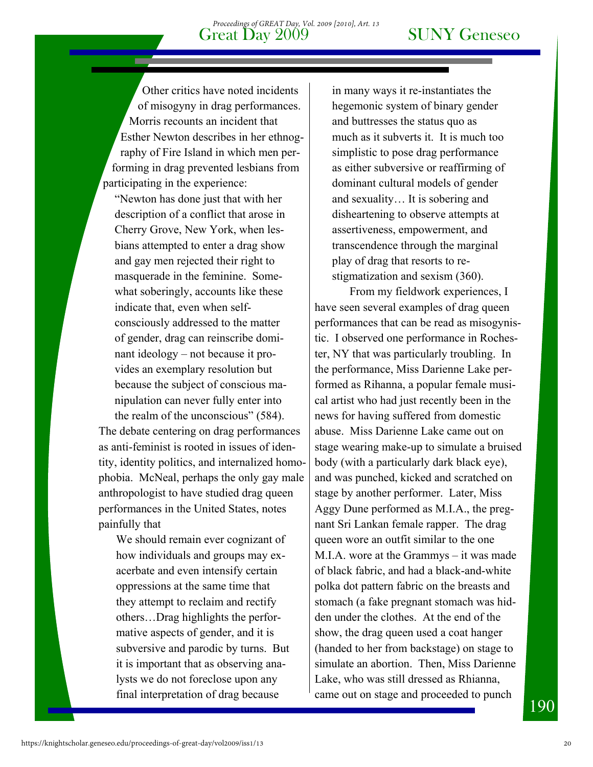Other critics have noted incidents of misogyny in drag performances. Morris recounts an incident that Esther Newton describes in her ethnography of Fire Island in which men performing in drag prevented lesbians from participating in the experience:

> "Newton has done just that with her description of a conflict that arose in Cherry Grove, New York, when lesbians attempted to enter a drag show and gay men rejected their right to masquerade in the feminine. Somewhat soberingly, accounts like these indicate that, even when self-consciously addressed to the matter of gender, drag can reinscribe dominant ideology – not because it provides an exemplary resolution but because the subject of conscious manipulation can never fully enter into the realm of the unconscious" (584).

The debate centering on drag performances as anti-feminist is rooted in issues of identity, identity politics, and internalized homophobia. McNeal, perhaps the only gay male anthropologist to have studied drag queen performances in the United States, notes painfully that

> We should remain ever cognizant of how individuals and groups may exacerbate and even intensify certain oppressions at the same time that they attempt to reclaim and rectify others…Drag highlights the performative aspects of gender, and it is subversive and parodic by turns. But it is important that as observing analysts we do not foreclose upon any final interpretation of drag because in many ways it re-instantiates the hegemonic system of binary gender and buttresses the status quo as much as it subverts it. It is much too simplistic to pose drag performance as either subversive or reaffirming of dominant cultural models of gender and sexuality… It is sobering and disheartening to observe attempts at assertiveness, empowerment, and transcendence through the marginal play of drag that resorts to re-stigmatization and sexism (360).

From my fieldwork experiences, I have seen several examples of drag queen performances that can be read as misogynistic. I observed one performance in Rochester, NY that was particularly troubling. In the performance, Miss Darienne Lake performed as Rihanna, a popular female musical artist who had just recently been in the news for having suffered from domestic abuse. Miss Darienne Lake came out on stage wearing make-up to simulate a bruised body (with a particularly dark black eye), and was punched, kicked and scratched on stage by another performer. Later, Miss Aggy Dune performed as M.I.A., the pregnant Sri Lankan female rapper. The drag queen wore an outfit similar to the one M.I.A. wore at the Grammys – it was made of black fabric, and had a black-and-white polka dot pattern fabric on the breasts and stomach (a fake pregnant stomach was hidden under the clothes. At the end of the show, the drag queen used a coat hanger (handed to her from backstage) on stage to simulate an abortion. Then, Miss Darienne Lake, who was still dressed as Rhianna, came out on stage and proceeded to punch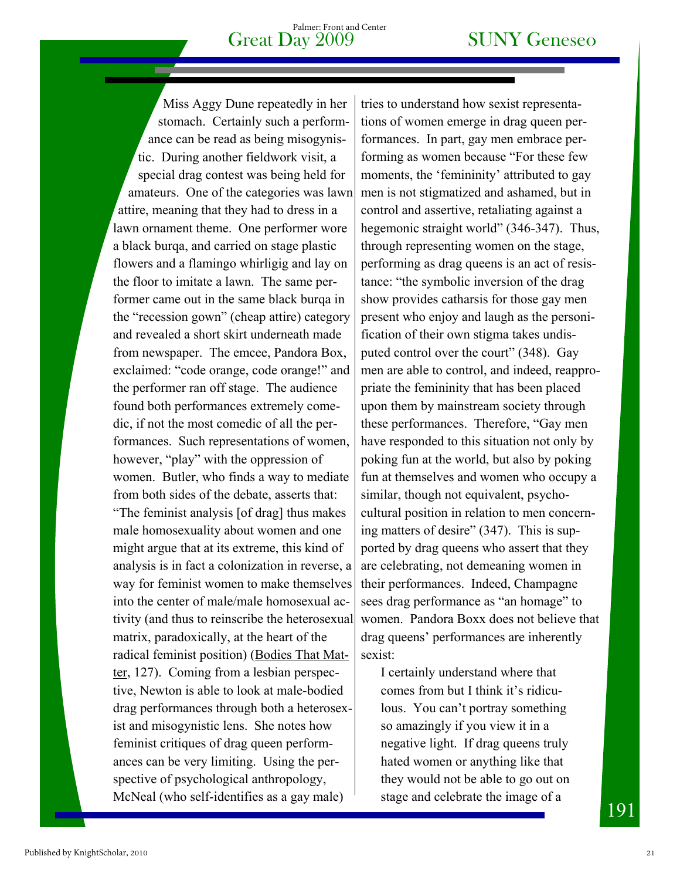Miss Aggy Dune repeatedly in her stomach. Certainly such a performance can be read as being misogynistic. During another fieldwork visit, a special drag contest was being held for amateurs. One of the categories was lawn attire, meaning that they had to dress in a lawn ornament theme. One performer wore a black burqa, and carried on stage plastic flowers and a flamingo whirligig and lay on the floor to imitate a lawn. The same performer came out in the same black burqa in the "recession gown" (cheap attire) category and revealed a short skirt underneath made from newspaper. The emcee, Pandora Box, exclaimed: "code orange, code orange!" and the performer ran off stage. The audience found both performances extremely comedic, if not the most comedic of all the performances. Such representations of women, however, "play" with the oppression of women. Butler, who finds a way to mediate from both sides of the debate, asserts that: "The feminist analysis [of drag] thus makes male homosexuality about women and one might argue that at its extreme, this kind of analysis is in fact a colonization in reverse, a way for feminist women to make themselves into the center of male/male homosexual activity (and thus to reinscribe the heterosexual matrix, paradoxically, at the heart of the radical feminist position) (Bodies That Matter, 127). Coming from a lesbian perspective, Newton is able to look at male-bodied drag performances through both a heterosexist and misogynistic lens. She notes how feminist critiques of drag queen performances can be very limiting. Using the perspective of psychological anthropology, McNeal (who self-identifies as a gay male) tries to understand how sexist representations of women emerge in drag queen performances. In part, gay men embrace performing as women because "For these few moments, the 'femininity' attributed to gay men is not stigmatized and ashamed, but in control and assertive, retaliating against a hegemonic straight world" (346-347). Thus, through representing women on the stage, performing as drag queens is an act of resistance: "the symbolic inversion of the drag show provides catharsis for those gay men present who enjoy and laugh as the personification of their own stigma takes undisputed control over the court" (348). Gay men are able to control, and indeed, reappropriate the femininity that has been placed upon them by mainstream society through these performances. Therefore, "Gay men have responded to this situation not only by poking fun at the world, but also by poking fun at themselves and women who occupy a similar, though not equivalent, psychocultural position in relation to men concerning matters of desire" (347). This is supported by drag queens who assert that they are celebrating, not demeaning women in their performances. Indeed, Champagne sees drag performance as "an homage" to women. Pandora Boxx does not believe that drag queens' performances are inherently sexist:

> I certainly understand where that comes from but I think it's ridiculous. You can't portray something so amazingly if you view it in a negative light. If drag queens truly hated women or anything like that they would not be able to go out on stage and celebrate the image of a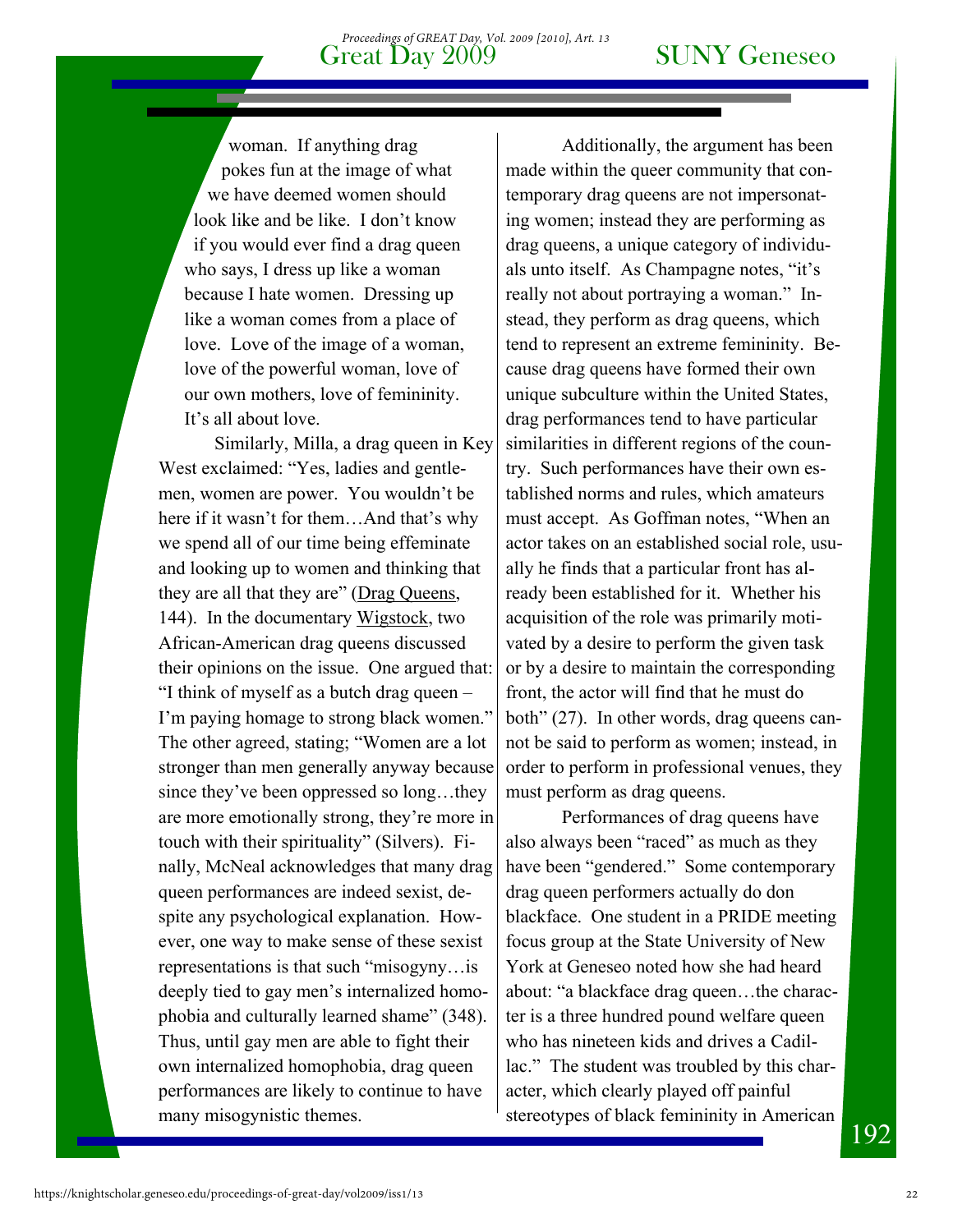woman. If anything drag pokes fun at the image of what we have deemed women should look like and be like. I don't know if you would ever find a drag queen who says, I dress up like a woman because I hate women. Dressing up like a woman comes from a place of love. Love of the image of a woman, love of the powerful woman, love of our own mothers, love of femininity. It's all about love.

Similarly, Milla, a drag queen in Key West exclaimed: "Yes, ladies and gentlemen, women are power. You wouldn't be here if it wasn't for them…And that's why we spend all of our time being effeminate and looking up to women and thinking that they are all that they are" (Drag Queens, 144). In the documentary Wigstock, two African-American drag queens discussed their opinions on the issue. One argued that: "I think of myself as a butch drag queen – I'm paying homage to strong black women." The other agreed, stating; "Women are a lot stronger than men generally anyway because since they've been oppressed so long…they are more emotionally strong, they're more in touch with their spirituality" (Silvers). Finally, McNeal acknowledges that many drag queen performances are indeed sexist, despite any psychological explanation. However, one way to make sense of these sexist representations is that such "misogyny…is deeply tied to gay men's internalized homophobia and culturally learned shame" (348). Thus, until gay men are able to fight their own internalized homophobia, drag queen performances are likely to continue to have many misogynistic themes.

Additionally, the argument has been made within the queer community that contemporary drag queens are not impersonating women; instead they are performing as drag queens, a unique category of individuals unto itself. As Champagne notes, "it's really not about portraying a woman." Instead, they perform as drag queens, which tend to represent an extreme femininity. Because drag queens have formed their own unique subculture within the United States, drag performances tend to have particular similarities in different regions of the country. Such performances have their own established norms and rules, which amateurs must accept. As Goffman notes, "When an actor takes on an established social role, usually he finds that a particular front has already been established for it. Whether his acquisition of the role was primarily motivated by a desire to perform the given task or by a desire to maintain the corresponding front, the actor will find that he must do both" (27). In other words, drag queens cannot be said to perform as women; instead, in order to perform in professional venues, they must perform as drag queens.

Performances of drag queens have also always been "raced" as much as they have been "gendered." Some contemporary drag queen performers actually do don blackface. One student in a PRIDE meeting focus group at the State University of New York at Geneseo noted how she had heard about: "a blackface drag queen…the character is a three hundred pound welfare queen who has nineteen kids and drives a Cadillac." The student was troubled by this character, which clearly played off painful stereotypes of black femininity in American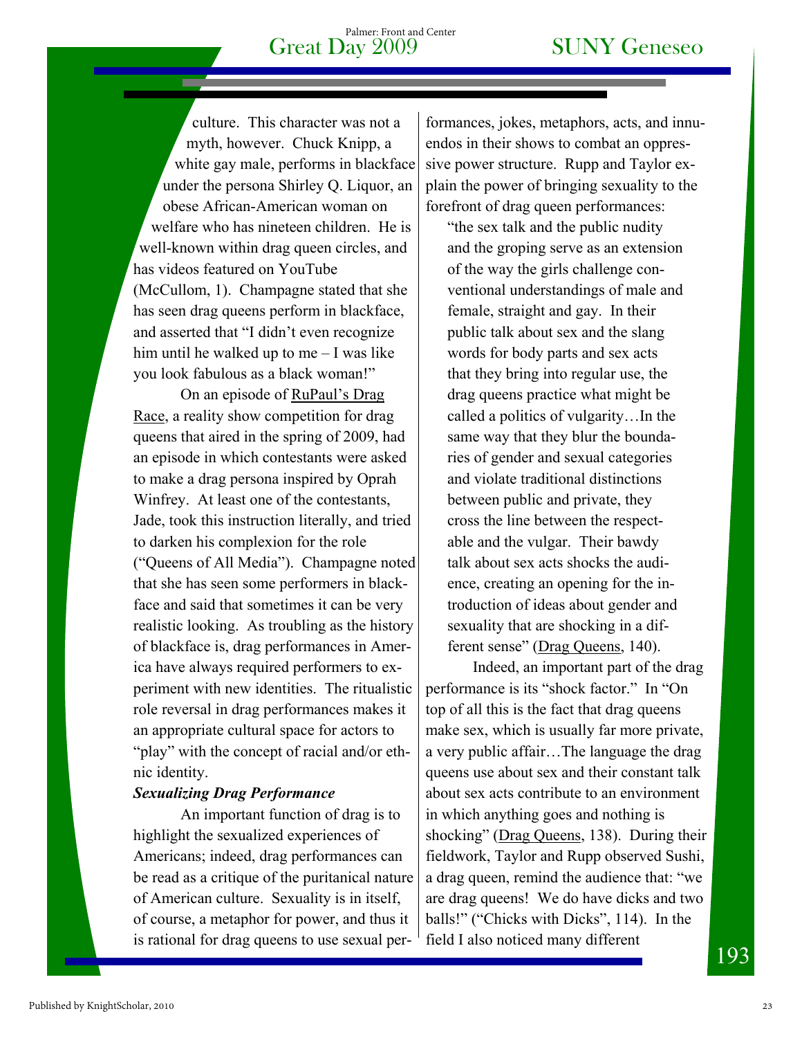culture. This character was not a myth, however. Chuck Knipp, a white gay male, performs in blackface under the persona Shirley Q. Liquor, an obese African-American woman on welfare who has nineteen children. He is well-known within drag queen circles, and has videos featured on YouTube (McCullom, 1). Champagne stated that she has seen drag queens perform in blackface, and asserted that "I didn't even recognize him until he walked up to me – I was like you look fabulous as a black woman!"

On an episode of RuPaul's Drag Race, a reality show competition for drag queens that aired in the spring of 2009, had an episode in which contestants were asked to make a drag persona inspired by Oprah Winfrey. At least one of the contestants, Jade, took this instruction literally, and tried to darken his complexion for the role ("Queens of All Media"). Champagne noted that she has seen some performers in blackface and said that sometimes it can be very realistic looking. As troubling as the history of blackface is, drag performances in America have always required performers to experiment with new identities. The ritualistic role reversal in drag performances makes it an appropriate cultural space for actors to "play" with the concept of racial and/or ethnic identity.

***Sexualizing Drag Performance***

An important function of drag is to highlight the sexualized experiences of Americans; indeed, drag performances can be read as a critique of the puritanical nature of American culture. Sexuality is in itself, of course, a metaphor for power, and thus it is rational for drag queens to use sexual performances, jokes, metaphors, acts, and innuendos in their shows to combat an oppressive power structure. Rupp and Taylor explain the power of bringing sexuality to the forefront of drag queen performances:

> "the sex talk and the public nudity and the groping serve as an extension of the way the girls challenge conventional understandings of male and female, straight and gay. In their public talk about sex and the slang words for body parts and sex acts that they bring into regular use, the drag queens practice what might be called a politics of vulgarity…In the same way that they blur the boundaries of gender and sexual categories and violate traditional distinctions between public and private, they cross the line between the respectable and the vulgar. Their bawdy talk about sex acts shocks the audience, creating an opening for the introduction of ideas about gender and sexuality that are shocking in a different sense" (Drag Queens, 140).

Indeed, an important part of the drag performance is its "shock factor." In "On top of all this is the fact that drag queens make sex, which is usually far more private, a very public affair…The language the drag queens use about sex and their constant talk about sex acts contribute to an environment in which anything goes and nothing is shocking" (Drag Queens, 138). During their fieldwork, Taylor and Rupp observed Sushi, a drag queen, remind the audience that: "we are drag queens! We do have dicks and two balls!" ("Chicks with Dicks", 114). In the field I also noticed many different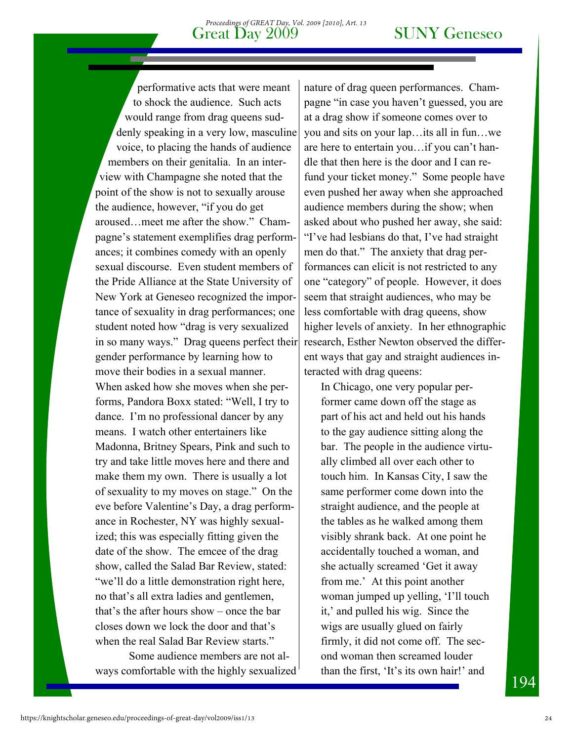performative acts that were meant to shock the audience. Such acts would range from drag queens suddenly speaking in a very low, masculine voice, to placing the hands of audience members on their genitalia. In an interview with Champagne she noted that the point of the show is not to sexually arouse the audience, however, "if you do get aroused…meet me after the show." Champagne's statement exemplifies drag performances; it combines comedy with an openly sexual discourse. Even student members of the Pride Alliance at the State University of New York at Geneseo recognized the importance of sexuality in drag performances; one student noted how "drag is very sexualized in so many ways." Drag queens perfect their gender performance by learning how to move their bodies in a sexual manner. When asked how she moves when she performs, Pandora Boxx stated: "Well, I try to dance. I'm no professional dancer by any means. I watch other entertainers like Madonna, Britney Spears, Pink and such to try and take little moves here and there and make them my own. There is usually a lot of sexuality to my moves on stage." On the eve before Valentine's Day, a drag performance in Rochester, NY was highly sexualized; this was especially fitting given the date of the show. The emcee of the drag show, called the Salad Bar Review, stated: "we'll do a little demonstration right here, no that's all extra ladies and gentlemen, that's the after hours show – once the bar closes down we lock the door and that's when the real Salad Bar Review starts."

Some audience members are not always comfortable with the highly sexualized nature of drag queen performances. Champagne "in case you haven't guessed, you are at a drag show if someone comes over to you and sits on your lap…its all in fun…we are here to entertain you…if you can't handle that then here is the door and I can refund your ticket money." Some people have even pushed her away when she approached audience members during the show; when asked about who pushed her away, she said: "I've had lesbians do that, I've had straight men do that." The anxiety that drag performances can elicit is not restricted to any one "category" of people. However, it does seem that straight audiences, who may be less comfortable with drag queens, show higher levels of anxiety. In her ethnographic research, Esther Newton observed the different ways that gay and straight audiences interacted with drag queens:

> In Chicago, one very popular performer came down off the stage as part of his act and held out his hands to the gay audience sitting along the bar. The people in the audience virtually climbed all over each other to touch him. In Kansas City, I saw the same performer come down into the straight audience, and the people at the tables as he walked among them visibly shrank back. At one point he accidentally touched a woman, and she actually screamed 'Get it away from me.' At this point another woman jumped up yelling, 'I'll touch it,' and pulled his wig. Since the wigs are usually glued on fairly firmly, it did not come off. The second woman then screamed louder than the first, 'It's its own hair!' and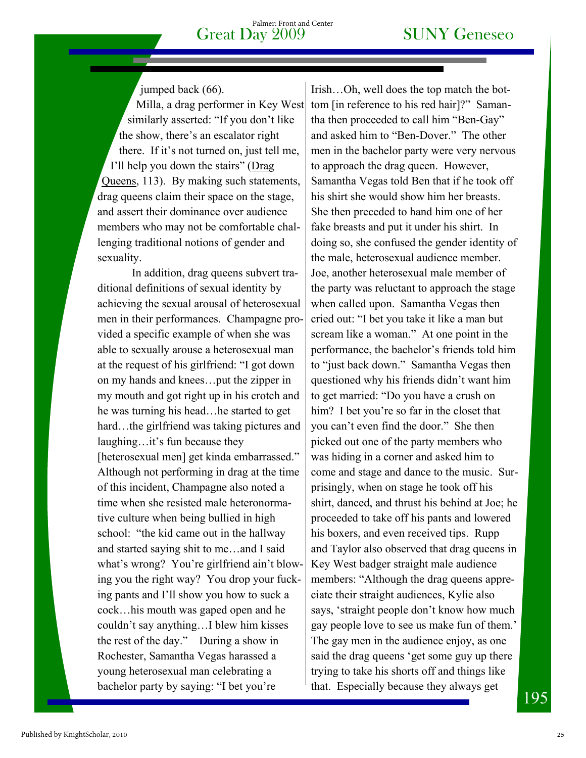jumped back (66).

Milla, a drag performer in Key West similarly asserted: "If you don't like the show, there's an escalator right there. If it's not turned on, just tell me, I'll help you down the stairs" (Drag Queens, 113). By making such statements, drag queens claim their space on the stage, and assert their dominance over audience members who may not be comfortable challenging traditional notions of gender and sexuality.

In addition, drag queens subvert traditional definitions of sexual identity by achieving the sexual arousal of heterosexual men in their performances. Champagne provided a specific example of when she was able to sexually arouse a heterosexual man at the request of his girlfriend: "I got down on my hands and knees…put the zipper in my mouth and got right up in his crotch and he was turning his head…he started to get hard…the girlfriend was taking pictures and laughing…it's fun because they [heterosexual men] get kinda embarrassed." Although not performing in drag at the time of this incident, Champagne also noted a time when she resisted male heteronormative culture when being bullied in high school: "the kid came out in the hallway and started saying shit to me…and I said what's wrong? You're girlfriend ain't blowing you the right way? You drop your fucking pants and I'll show you how to suck a cock…his mouth was gaped open and he couldn't say anything…I blew him kisses the rest of the day." During a show in Rochester, Samantha Vegas harassed a young heterosexual man celebrating a bachelor party by saying: "I bet you're Irish…Oh, well does the top match the bottom [in reference to his red hair]?" Samantha then proceeded to call him "Ben-Gay" and asked him to "Ben-Dover." The other men in the bachelor party were very nervous to approach the drag queen. However, Samantha Vegas told Ben that if he took off his shirt she would show him her breasts. She then preceded to hand him one of her fake breasts and put it under his shirt. In doing so, she confused the gender identity of the male, heterosexual audience member. Joe, another heterosexual male member of the party was reluctant to approach the stage when called upon. Samantha Vegas then cried out: "I bet you take it like a man but scream like a woman." At one point in the performance, the bachelor's friends told him to "just back down." Samantha Vegas then questioned why his friends didn't want him to get married: "Do you have a crush on him? I bet you're so far in the closet that you can't even find the door." She then picked out one of the party members who was hiding in a corner and asked him to come and stage and dance to the music. Surprisingly, when on stage he took off his shirt, danced, and thrust his behind at Joe; he proceeded to take off his pants and lowered his boxers, and even received tips. Rupp and Taylor also observed that drag queens in Key West badger straight male audience members: "Although the drag queens appreciate their straight audiences, Kylie also says, 'straight people don't know how much gay people love to see us make fun of them.' The gay men in the audience enjoy, as one said the drag queens 'get some guy up there trying to take his shorts off and things like that. Especially because they always get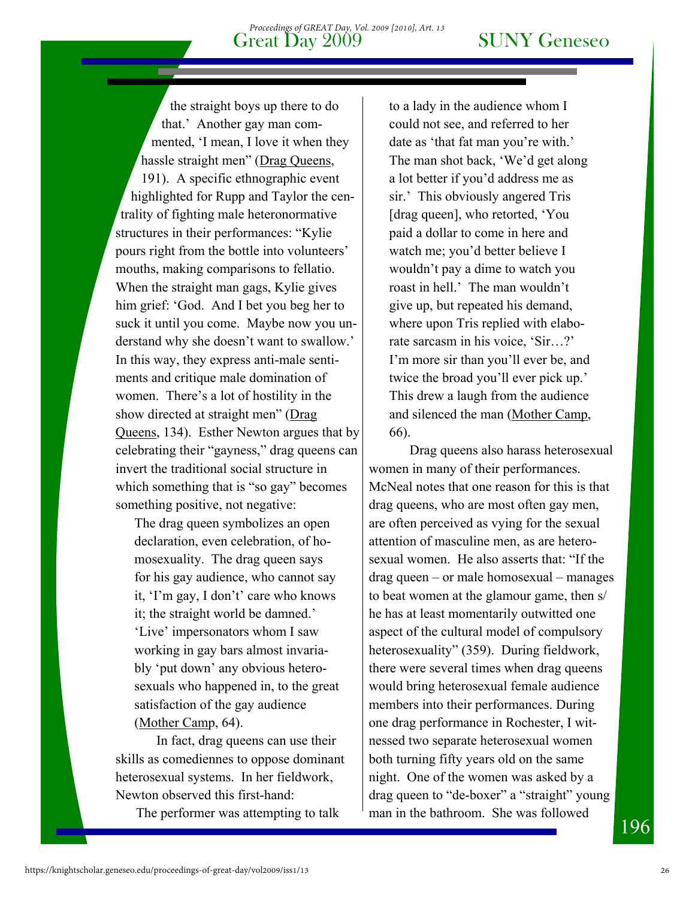the straight boys up there to do that.' Another gay man commented, 'I mean, I love it when they hassle straight men" (Drag Queens, 191). A specific ethnographic event highlighted for Rupp and Taylor the centrality of fighting male heteronormative structures in their performances: "Kylie pours right from the bottle into volunteers' mouths, making comparisons to fellatio. When the straight man gags, Kylie gives him grief: 'God. And I bet you beg her to suck it until you come. Maybe now you understand why she doesn't want to swallow.' In this way, they express anti-male sentiments and critique male domination of women. There's a lot of hostility in the show directed at straight men" (Drag Queens, 134). Esther Newton argues that by celebrating their "gayness," drag queens can invert the traditional social structure in which something that is "so gay" becomes something positive, not negative:

> The drag queen symbolizes an open declaration, even celebration, of homosexuality. The drag queen says for his gay audience, who cannot say it, 'I'm gay, I don't' care who knows it; the straight world be damned.' 'Live' impersonators whom I saw working in gay bars almost invariably 'put down' any obvious heterosexuals who happened in, to the great satisfaction of the gay audience (Mother Camp, 64).

In fact, drag queens can use their skills as comediennes to oppose dominant heterosexual systems. In her fieldwork, Newton observed this first-hand:

> The performer was attempting to talk to a lady in the audience whom I could not see, and referred to her date as 'that fat man you're with.' The man shot back, 'We'd get along a lot better if you'd address me as sir.' This obviously angered Tris [drag queen], who retorted, 'You paid a dollar to come in here and watch me; you'd better believe I wouldn't pay a dime to watch you roast in hell.' The man wouldn't give up, but repeated his demand, where upon Tris replied with elaborate sarcasm in his voice, 'Sir…?' I'm more sir than you'll ever be, and twice the broad you'll ever pick up.' This drew a laugh from the audience and silenced the man (Mother Camp, 66).

Drag queens also harass heterosexual women in many of their performances. McNeal notes that one reason for this is that drag queens, who are most often gay men, are often perceived as vying for the sexual attention of masculine men, as are heterosexual women. He also asserts that: "If the drag queen – or male homosexual – manages to beat women at the glamour game, then s/he has at least momentarily outwitted one aspect of the cultural model of compulsory heterosexuality" (359). During fieldwork, there were several times when drag queens would bring heterosexual female audience members into their performances. During one drag performance in Rochester, I witnessed two separate heterosexual women both turning fifty years old on the same night. One of the women was asked by a drag queen to "de-boxer" a "straight" young man in the bathroom. She was followed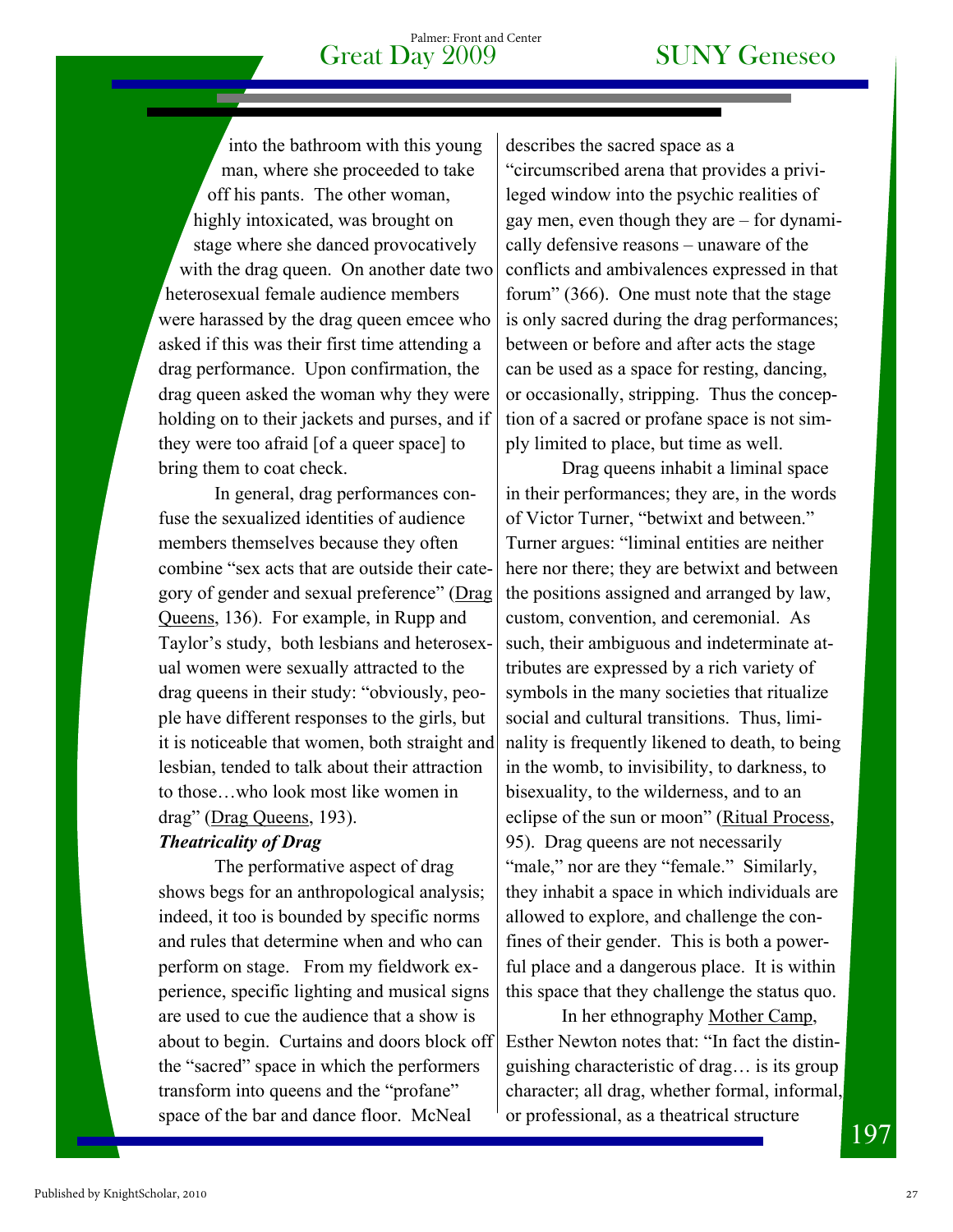into the bathroom with this young man, where she proceeded to take off his pants. The other woman, highly intoxicated, was brought on stage where she danced provocatively with the drag queen. On another date two heterosexual female audience members were harassed by the drag queen emcee who asked if this was their first time attending a drag performance. Upon confirmation, the drag queen asked the woman why they were holding on to their jackets and purses, and if they were too afraid [of a queer space] to bring them to coat check.

In general, drag performances confuse the sexualized identities of audience members themselves because they often combine "sex acts that are outside their category of gender and sexual preference" (Drag Queens, 136). For example, in Rupp and Taylor's study, both lesbians and heterosexual women were sexually attracted to the drag queens in their study: "obviously, people have different responses to the girls, but it is noticeable that women, both straight and lesbian, tended to talk about their attraction to those…who look most like women in drag" (Drag Queens, 193).

***Theatricality of Drag***

The performative aspect of drag shows begs for an anthropological analysis; indeed, it too is bounded by specific norms and rules that determine when and who can perform on stage. From my fieldwork experience, specific lighting and musical signs are used to cue the audience that a show is about to begin. Curtains and doors block off the "sacred" space in which the performers transform into queens and the "profane" space of the bar and dance floor. McNeal describes the sacred space as a "circumscribed arena that provides a privileged window into the psychic realities of gay men, even though they are – for dynamically defensive reasons – unaware of the conflicts and ambivalences expressed in that forum" (366). One must note that the stage is only sacred during the drag performances; between or before and after acts the stage can be used as a space for resting, dancing, or occasionally, stripping. Thus the conception of a sacred or profane space is not simply limited to place, but time as well.

Drag queens inhabit a liminal space in their performances; they are, in the words of Victor Turner, "betwixt and between." Turner argues: "liminal entities are neither here nor there; they are betwixt and between the positions assigned and arranged by law, custom, convention, and ceremonial. As such, their ambiguous and indeterminate attributes are expressed by a rich variety of symbols in the many societies that ritualize social and cultural transitions. Thus, liminality is frequently likened to death, to being in the womb, to invisibility, to darkness, to bisexuality, to the wilderness, and to an eclipse of the sun or moon" (Ritual Process, 95). Drag queens are not necessarily "male," nor are they "female." Similarly, they inhabit a space in which individuals are allowed to explore, and challenge the confines of their gender. This is both a powerful place and a dangerous place. It is within this space that they challenge the status quo.

In her ethnography Mother Camp, Esther Newton notes that: "In fact the distinguishing characteristic of drag… is its group character; all drag, whether formal, informal, or professional, as a theatrical structure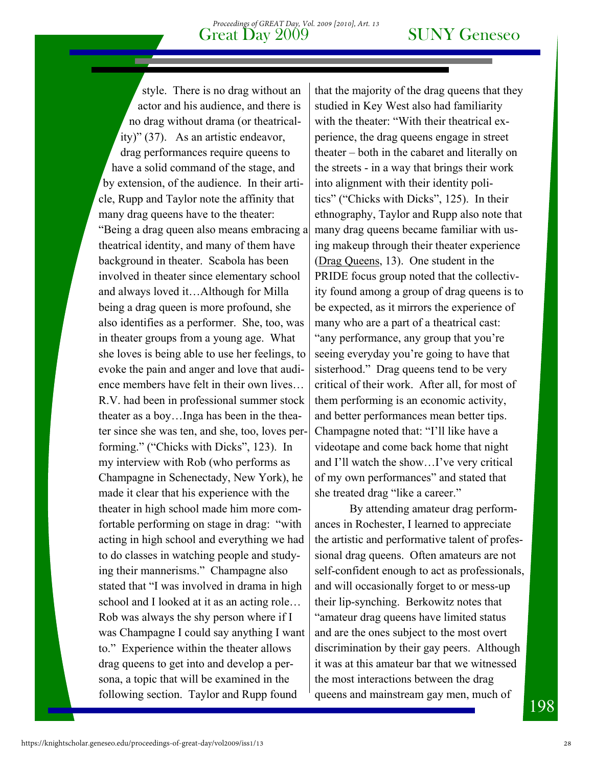style. There is no drag without an actor and his audience, and there is no drag without drama (or theatricality)" (37). As an artistic endeavor, drag performances require queens to have a solid command of the stage, and by extension, of the audience. In their article, Rupp and Taylor note the affinity that many drag queens have to the theater: "Being a drag queen also means embracing a theatrical identity, and many of them have background in theater. Scabola has been involved in theater since elementary school and always loved it…Although for Milla being a drag queen is more profound, she also identifies as a performer. She, too, was in theater groups from a young age. What she loves is being able to use her feelings, to evoke the pain and anger and love that audience members have felt in their own lives… R.V. had been in professional summer stock theater as a boy…Inga has been in the theater since she was ten, and she, too, loves performing." ("Chicks with Dicks", 123). In my interview with Rob (who performs as Champagne in Schenectady, New York), he made it clear that his experience with the theater in high school made him more comfortable performing on stage in drag: "with acting in high school and everything we had to do classes in watching people and studying their mannerisms." Champagne also stated that "I was involved in drama in high school and I looked at it as an acting role… Rob was always the shy person where if I was Champagne I could say anything I want to." Experience within the theater allows drag queens to get into and develop a persona, a topic that will be examined in the following section. Taylor and Rupp found that the majority of the drag queens that they studied in Key West also had familiarity with the theater: "With their theatrical experience, the drag queens engage in street theater – both in the cabaret and literally on the streets - in a way that brings their work into alignment with their identity politics" ("Chicks with Dicks", 125). In their ethnography, Taylor and Rupp also note that many drag queens became familiar with using makeup through their theater experience (Drag Queens, 13). One student in the PRIDE focus group noted that the collectivity found among a group of drag queens is to be expected, as it mirrors the experience of many who are a part of a theatrical cast: "any performance, any group that you're seeing everyday you're going to have that sisterhood." Drag queens tend to be very critical of their work. After all, for most of them performing is an economic activity, and better performances mean better tips. Champagne noted that: "I'll like have a videotape and come back home that night and I'll watch the show…I've very critical of my own performances" and stated that she treated drag "like a career."

By attending amateur drag performances in Rochester, I learned to appreciate the artistic and performative talent of professional drag queens. Often amateurs are not self-confident enough to act as professionals, and will occasionally forget to or mess-up their lip-synching. Berkowitz notes that "amateur drag queens have limited status and are the ones subject to the most overt discrimination by their gay peers. Although it was at this amateur bar that we witnessed the most interactions between the drag queens and mainstream gay men, much of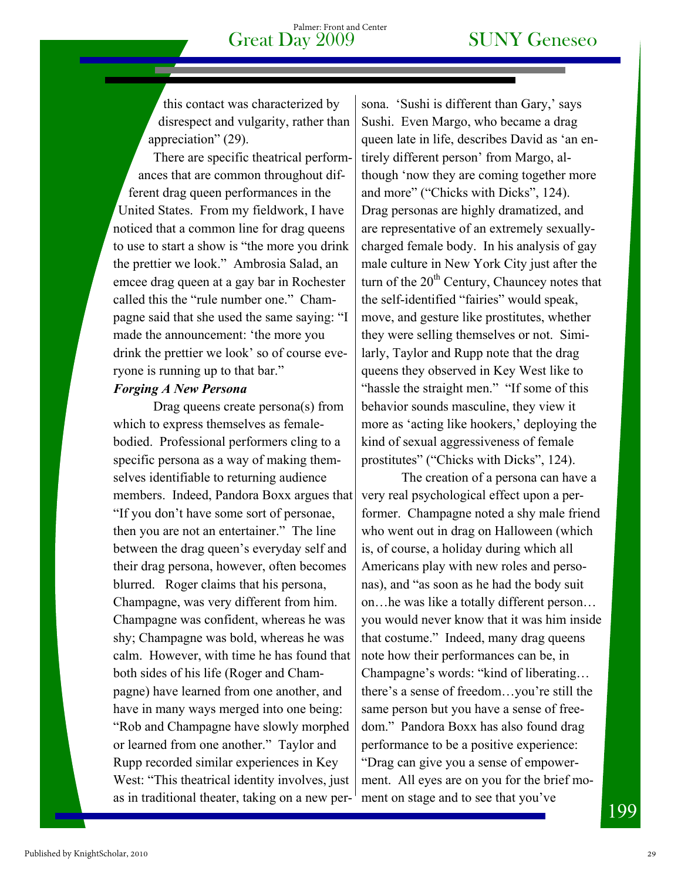this contact was characterized by disrespect and vulgarity, rather than appreciation" (29).

There are specific theatrical performances that are common throughout different drag queen performances in the United States. From my fieldwork, I have noticed that a common line for drag queens to use to start a show is "the more you drink the prettier we look." Ambrosia Salad, an emcee drag queen at a gay bar in Rochester called this the "rule number one." Champagne said that she used the same saying: "I made the announcement: 'the more you drink the prettier we look' so of course everyone is running up to that bar."

***Forging A New Persona***

Drag queens create persona(s) from which to express themselves as female-bodied. Professional performers cling to a specific persona as a way of making themselves identifiable to returning audience members. Indeed, Pandora Boxx argues that "If you don't have some sort of personae, then you are not an entertainer." The line between the drag queen's everyday self and their drag persona, however, often becomes blurred. Roger claims that his persona, Champagne, was very different from him. Champagne was confident, whereas he was shy; Champagne was bold, whereas he was calm. However, with time he has found that both sides of his life (Roger and Champagne) have learned from one another, and have in many ways merged into one being: "Rob and Champagne have slowly morphed or learned from one another." Taylor and Rupp recorded similar experiences in Key West: "This theatrical identity involves, just as in traditional theater, taking on a new persona. 'Sushi is different than Gary,' says Sushi. Even Margo, who became a drag queen late in life, describes David as 'an entirely different person' from Margo, although 'now they are coming together more and more" ("Chicks with Dicks", 124). Drag personas are highly dramatized, and are representative of an extremely sexually-charged female body. In his analysis of gay male culture in New York City just after the turn of the 20th Century, Chauncey notes that the self-identified "fairies" would speak, move, and gesture like prostitutes, whether they were selling themselves or not. Similarly, Taylor and Rupp note that the drag queens they observed in Key West like to "hassle the straight men." "If some of this behavior sounds masculine, they view it more as 'acting like hookers,' deploying the kind of sexual aggressiveness of female prostitutes" ("Chicks with Dicks", 124).

The creation of a persona can have a very real psychological effect upon a performer. Champagne noted a shy male friend who went out in drag on Halloween (which is, of course, a holiday during which all Americans play with new roles and personas), and "as soon as he had the body suit on…he was like a totally different person…you would never know that it was him inside that costume." Indeed, many drag queens note how their performances can be, in Champagne's words: "kind of liberating…there's a sense of freedom…you're still the same person but you have a sense of freedom." Pandora Boxx has also found drag performance to be a positive experience: "Drag can give you a sense of empowerment. All eyes are on you for the brief moment on stage and to see that you've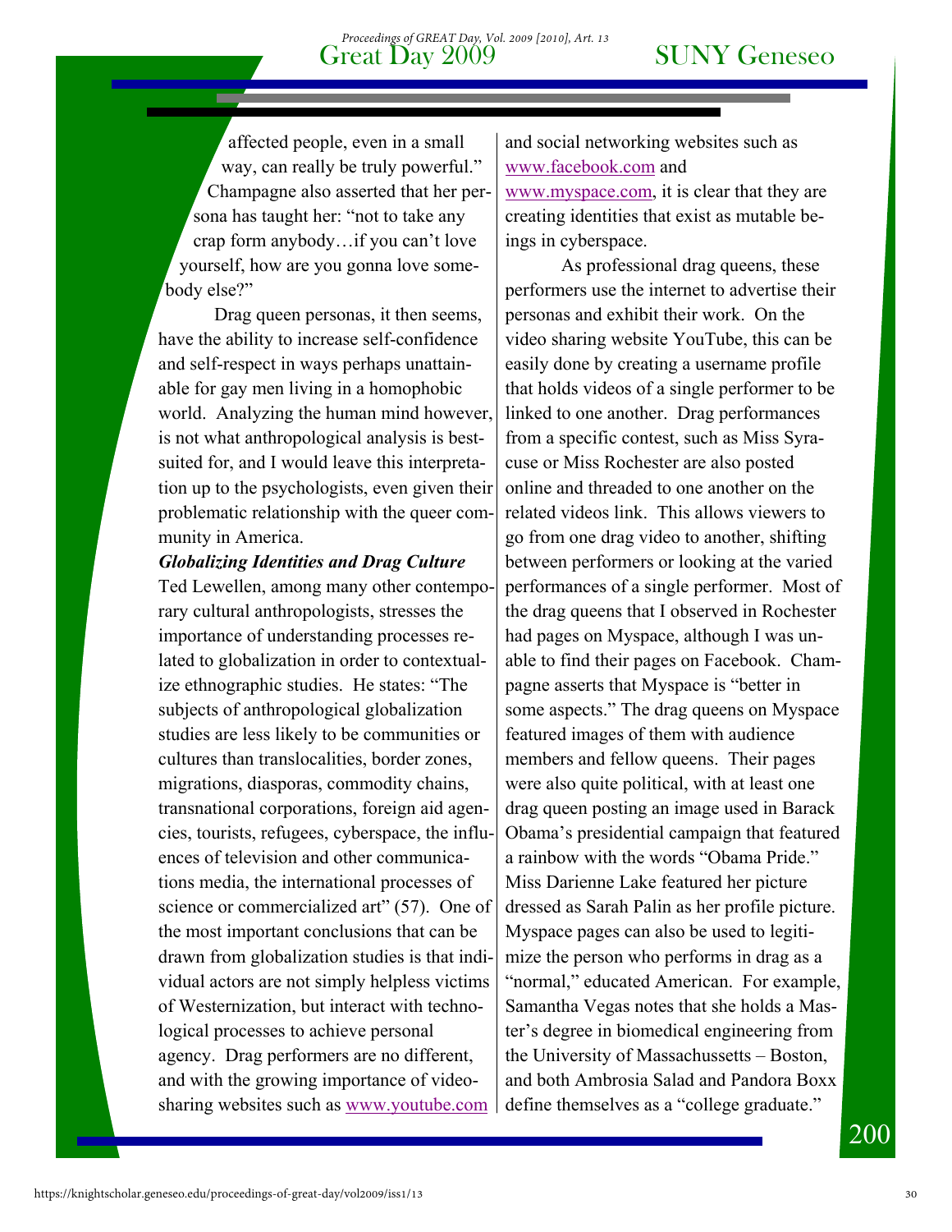affected people, even in a small way, can really be truly powerful." Champagne also asserted that her persona has taught her: "not to take any crap form anybody…if you can't love yourself, how are you gonna love somebody else?"

Drag queen personas, it then seems, have the ability to increase self-confidence and self-respect in ways perhaps unattainable for gay men living in a homophobic world. Analyzing the human mind however, is not what anthropological analysis is best-suited for, and I would leave this interpretation up to the psychologists, even given their problematic relationship with the queer community in America.

***Globalizing Identities and Drag Culture***

Ted Lewellen, among many other contemporary cultural anthropologists, stresses the importance of understanding processes related to globalization in order to contextualize ethnographic studies. He states: "The subjects of anthropological globalization studies are less likely to be communities or cultures than translocalities, border zones, migrations, diasporas, commodity chains, transnational corporations, foreign aid agencies, tourists, refugees, cyberspace, the influences of television and other communications media, the international processes of science or commercialized art" (57). One of the most important conclusions that can be drawn from globalization studies is that individual actors are not simply helpless victims of Westernization, but interact with technological processes to achieve personal agency. Drag performers are no different, and with the growing importance of video-sharing websites such as www.youtube.com and social networking websites such as www.facebook.com and www.myspace.com, it is clear that they are creating identities that exist as mutable beings in cyberspace.

As professional drag queens, these performers use the internet to advertise their personas and exhibit their work. On the video sharing website YouTube, this can be easily done by creating a username profile that holds videos of a single performer to be linked to one another. Drag performances from a specific contest, such as Miss Syracuse or Miss Rochester are also posted online and threaded to one another on the related videos link. This allows viewers to go from one drag video to another, shifting between performers or looking at the varied performances of a single performer. Most of the drag queens that I observed in Rochester had pages on Myspace, although I was unable to find their pages on Facebook. Champagne asserts that Myspace is "better in some aspects." The drag queens on Myspace featured images of them with audience members and fellow queens. Their pages were also quite political, with at least one drag queen posting an image used in Barack Obama's presidential campaign that featured a rainbow with the words "Obama Pride." Miss Darienne Lake featured her picture dressed as Sarah Palin as her profile picture. Myspace pages can also be used to legitimize the person who performs in drag as a "normal," educated American. For example, Samantha Vegas notes that she holds a Master's degree in biomedical engineering from the University of Massachussetts – Boston, and both Ambrosia Salad and Pandora Boxx define themselves as a "college graduate."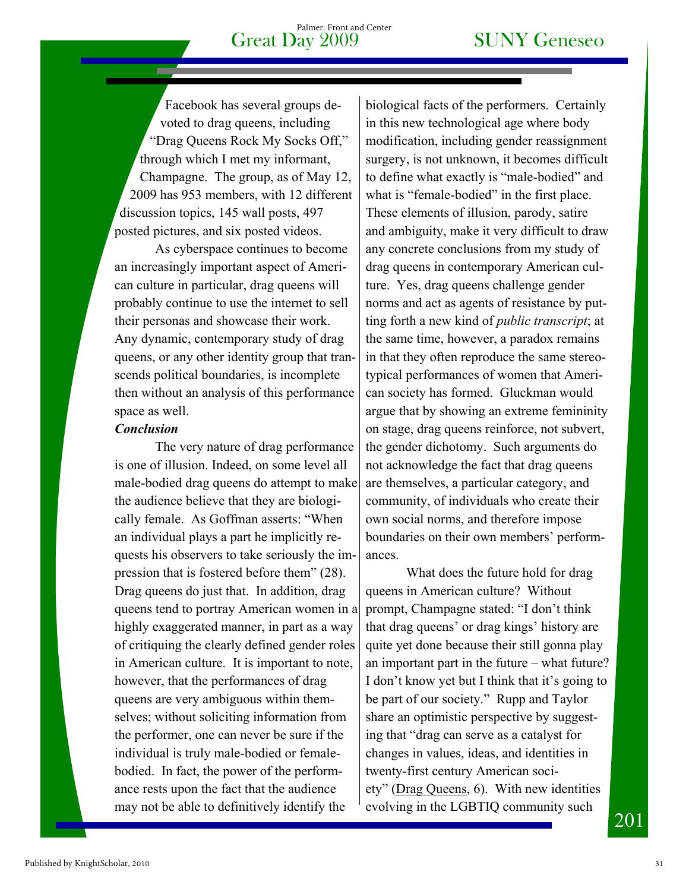Facebook has several groups devoted to drag queens, including "Drag Queens Rock My Socks Off," through which I met my informant, Champagne. The group, as of May 12, 2009 has 953 members, with 12 different discussion topics, 145 wall posts, 497 posted pictures, and six posted videos.

As cyberspace continues to become an increasingly important aspect of American culture in particular, drag queens will probably continue to use the internet to sell their personas and showcase their work. Any dynamic, contemporary study of drag queens, or any other identity group that transcends political boundaries, is incomplete then without an analysis of this performance space as well.

***Conclusion***

The very nature of drag performance is one of illusion. Indeed, on some level all male-bodied drag queens do attempt to make the audience believe that they are biologically female. As Goffman asserts: "When an individual plays a part he implicitly requests his observers to take seriously the impression that is fostered before them" (28). Drag queens do just that. In addition, drag queens tend to portray American women in a highly exaggerated manner, in part as a way of critiquing the clearly defined gender roles in American culture. It is important to note, however, that the performances of drag queens are very ambiguous within themselves; without soliciting information from the performer, one can never be sure if the individual is truly male-bodied or female-bodied. In fact, the power of the performance rests upon the fact that the audience may not be able to definitively identify the biological facts of the performers. Certainly in this new technological age where body modification, including gender reassignment surgery, is not unknown, it becomes difficult to define what exactly is "male-bodied" and what is "female-bodied" in the first place. These elements of illusion, parody, satire and ambiguity, make it very difficult to draw any concrete conclusions from my study of drag queens in contemporary American culture. Yes, drag queens challenge gender norms and act as agents of resistance by putting forth a new kind of *public transcript*; at the same time, however, a paradox remains in that they often reproduce the same stereotypical performances of women that American society has formed. Gluckman would argue that by showing an extreme femininity on stage, drag queens reinforce, not subvert, the gender dichotomy. Such arguments do not acknowledge the fact that drag queens are themselves, a particular category, and community, of individuals who create their own social norms, and therefore impose boundaries on their own members' performances.

What does the future hold for drag queens in American culture? Without prompt, Champagne stated: "I don't think that drag queens' or drag kings' history are quite yet done because their still gonna play an important part in the future – what future? I don't know yet but I think that it's going to be part of our society." Rupp and Taylor share an optimistic perspective by suggesting that "drag can serve as a catalyst for changes in values, ideas, and identities in twenty-first century American society" (Drag Queens, 6). With new identities evolving in the LGBTIQ community such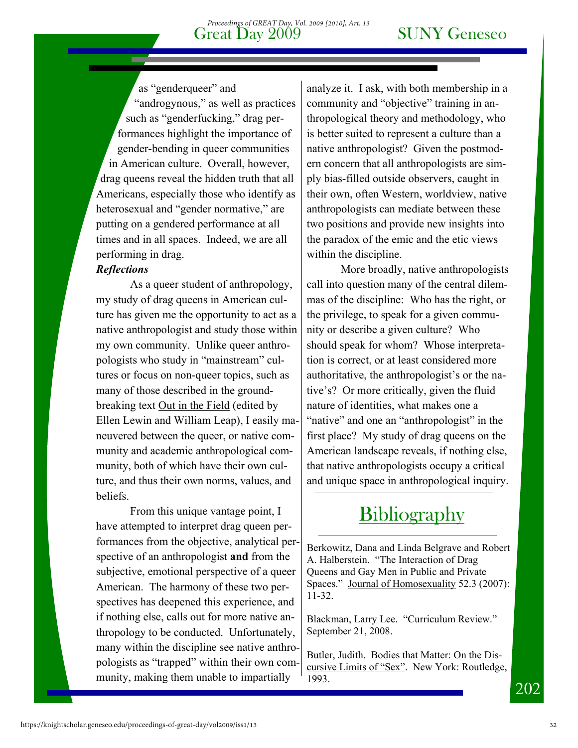as "genderqueer" and "androgynous," as well as practices such as "genderfucking," drag performances highlight the importance of gender-bending in queer communities in American culture. Overall, however, drag queens reveal the hidden truth that all Americans, especially those who identify as heterosexual and "gender normative," are putting on a gendered performance at all times and in all spaces. Indeed, we are all performing in drag.

***Reflections***

As a queer student of anthropology, my study of drag queens in American culture has given me the opportunity to act as a native anthropologist and study those within my own community. Unlike queer anthropologists who study in "mainstream" cultures or focus on non-queer topics, such as many of those described in the groundbreaking text Out in the Field (edited by Ellen Lewin and William Leap), I easily maneuvered between the queer, or native community and academic anthropological community, both of which have their own culture, and thus their own norms, values, and beliefs.

From this unique vantage point, I have attempted to interpret drag queen performances from the objective, analytical perspective of an anthropologist **and** from the subjective, emotional perspective of a queer American. The harmony of these two perspectives has deepened this experience, and if nothing else, calls out for more native anthropology to be conducted. Unfortunately, many within the discipline see native anthropologists as "trapped" within their own community, making them unable to impartially analyze it. I ask, with both membership in a community and "objective" training in anthropological theory and methodology, who is better suited to represent a culture than a native anthropologist? Given the postmodern concern that all anthropologists are simply bias-filled outside observers, caught in their own, often Western, worldview, native anthropologists can mediate between these two positions and provide new insights into the paradox of the emic and the etic views within the discipline.

More broadly, native anthropologists call into question many of the central dilemmas of the discipline: Who has the right, or the privilege, to speak for a given community or describe a given culture? Who should speak for whom? Whose interpretation is correct, or at least considered more authoritative, the anthropologist's or the native's? Or more critically, given the fluid nature of identities, what makes one a "native" and one an "anthropologist" in the first place? My study of drag queens on the American landscape reveals, if nothing else, that native anthropologists occupy a critical and unique space in anthropological inquiry.

## Bibliography

Berkowitz, Dana and Linda Belgrave and Robert A. Halberstein. "The Interaction of Drag Queens and Gay Men in Public and Private Spaces." Journal of Homosexuality 52.3 (2007): 11-32.

Blackman, Larry Lee. "Curriculum Review." September 21, 2008.

Butler, Judith. Bodies that Matter: On the Discursive Limits of "Sex". New York: Routledge, 1993.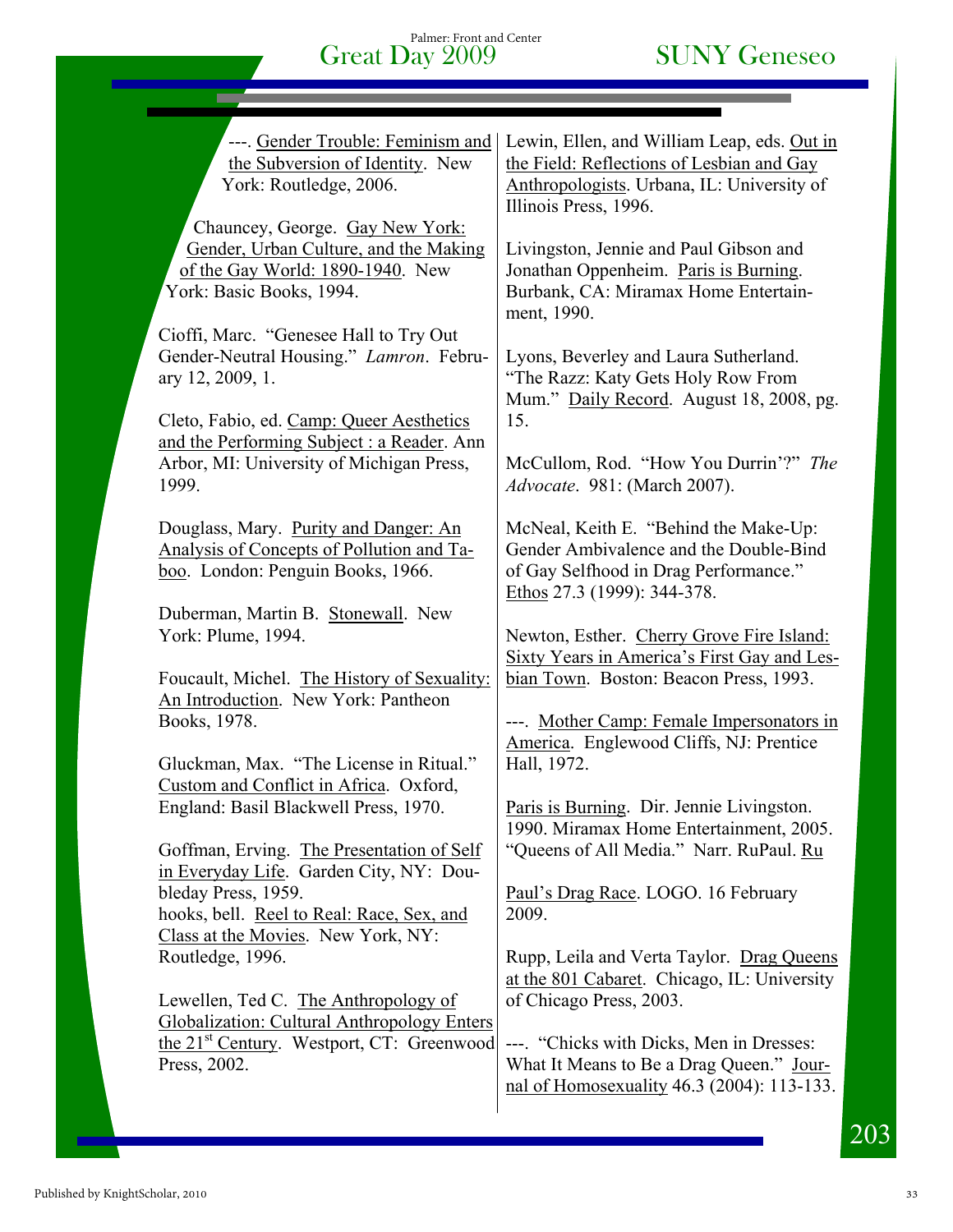---. Gender Trouble: Feminism and the Subversion of Identity. New York: Routledge, 2006.

Chauncey, George. Gay New York: Gender, Urban Culture, and the Making of the Gay World: 1890-1940. New York: Basic Books, 1994.

Cioffi, Marc. "Genesee Hall to Try Out Gender-Neutral Housing." *Lamron*. February 12, 2009, 1.

Cleto, Fabio, ed. Camp: Queer Aesthetics and the Performing Subject : a Reader. Ann Arbor, MI: University of Michigan Press, 1999.

Douglass, Mary. Purity and Danger: An Analysis of Concepts of Pollution and Taboo. London: Penguin Books, 1966.

Duberman, Martin B. Stonewall. New York: Plume, 1994.

Foucault, Michel. The History of Sexuality: An Introduction. New York: Pantheon Books, 1978.

Gluckman, Max. "The License in Ritual." Custom and Conflict in Africa. Oxford, England: Basil Blackwell Press, 1970.

Goffman, Erving. The Presentation of Self in Everyday Life. Garden City, NY: Doubleday Press, 1959.

hooks, bell. Reel to Real: Race, Sex, and Class at the Movies. New York, NY: Routledge, 1996.

Lewellen, Ted C. The Anthropology of Globalization: Cultural Anthropology Enters the 21st Century. Westport, CT: Greenwood Press, 2002.

Lewin, Ellen, and William Leap, eds. Out in the Field: Reflections of Lesbian and Gay Anthropologists. Urbana, IL: University of Illinois Press, 1996.

Livingston, Jennie and Paul Gibson and Jonathan Oppenheim. Paris is Burning. Burbank, CA: Miramax Home Entertainment, 1990.

Lyons, Beverley and Laura Sutherland. "The Razz: Katy Gets Holy Row From Mum." Daily Record. August 18, 2008, pg. 15.

McCullom, Rod. "How You Durrin'?" *The Advocate*. 981: (March 2007).

McNeal, Keith E. "Behind the Make-Up: Gender Ambivalence and the Double-Bind of Gay Selfhood in Drag Performance." Ethos 27.3 (1999): 344-378.

Newton, Esther. Cherry Grove Fire Island: Sixty Years in America's First Gay and Lesbian Town. Boston: Beacon Press, 1993.

---. Mother Camp: Female Impersonators in America. Englewood Cliffs, NJ: Prentice Hall, 1972.

Paris is Burning. Dir. Jennie Livingston. 1990. Miramax Home Entertainment, 2005.

"Queens of All Media." Narr. RuPaul. Ru Paul's Drag Race. LOGO. 16 February 2009.

Rupp, Leila and Verta Taylor. Drag Queens at the 801 Cabaret. Chicago, IL: University of Chicago Press, 2003.

---. "Chicks with Dicks, Men in Dresses: What It Means to Be a Drag Queen." Journal of Homosexuality 46.3 (2004): 113-133.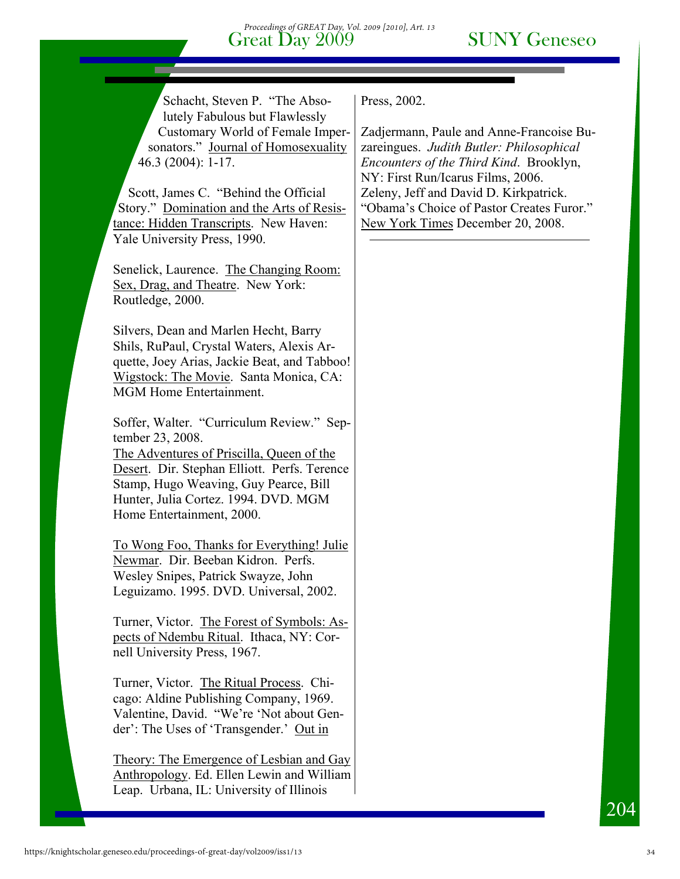Schacht, Steven P. "The Absolutely Fabulous but Flawlessly Customary World of Female Impersonators." Journal of Homosexuality 46.3 (2004): 1-17.

Scott, James C. "Behind the Official Story." Domination and the Arts of Resistance: Hidden Transcripts. New Haven: Yale University Press, 1990.

Senelick, Laurence. The Changing Room: Sex, Drag, and Theatre. New York: Routledge, 2000.

Silvers, Dean and Marlen Hecht, Barry Shils, RuPaul, Crystal Waters, Alexis Arquette, Joey Arias, Jackie Beat, and Tabboo! Wigstock: The Movie. Santa Monica, CA: MGM Home Entertainment.

Soffer, Walter. "Curriculum Review." September 23, 2008.

The Adventures of Priscilla, Queen of the Desert. Dir. Stephan Elliott. Perfs. Terence Stamp, Hugo Weaving, Guy Pearce, Bill Hunter, Julia Cortez. 1994. DVD. MGM Home Entertainment, 2000.

To Wong Foo, Thanks for Everything! Julie Newmar. Dir. Beeban Kidron. Perfs. Wesley Snipes, Patrick Swayze, John Leguizamo. 1995. DVD. Universal, 2002.

Turner, Victor. The Forest of Symbols: Aspects of Ndembu Ritual. Ithaca, NY: Cornell University Press, 1967.

Turner, Victor. The Ritual Process. Chicago: Aldine Publishing Company, 1969.

Valentine, David. "We're 'Not about Gender': The Uses of 'Transgender.' Out in Theory: The Emergence of Lesbian and Gay Anthropology. Ed. Ellen Lewin and William Leap. Urbana, IL: University of Illinois Press, 2002.

Zadjermann, Paule and Anne-Francoise Buzareingues. *Judith Butler: Philosophical Encounters of the Third Kind*. Brooklyn, NY: First Run/Icarus Films, 2006.

Zeleny, Jeff and David D. Kirkpatrick. "Obama's Choice of Pastor Creates Furor." New York Times December 20, 2008.